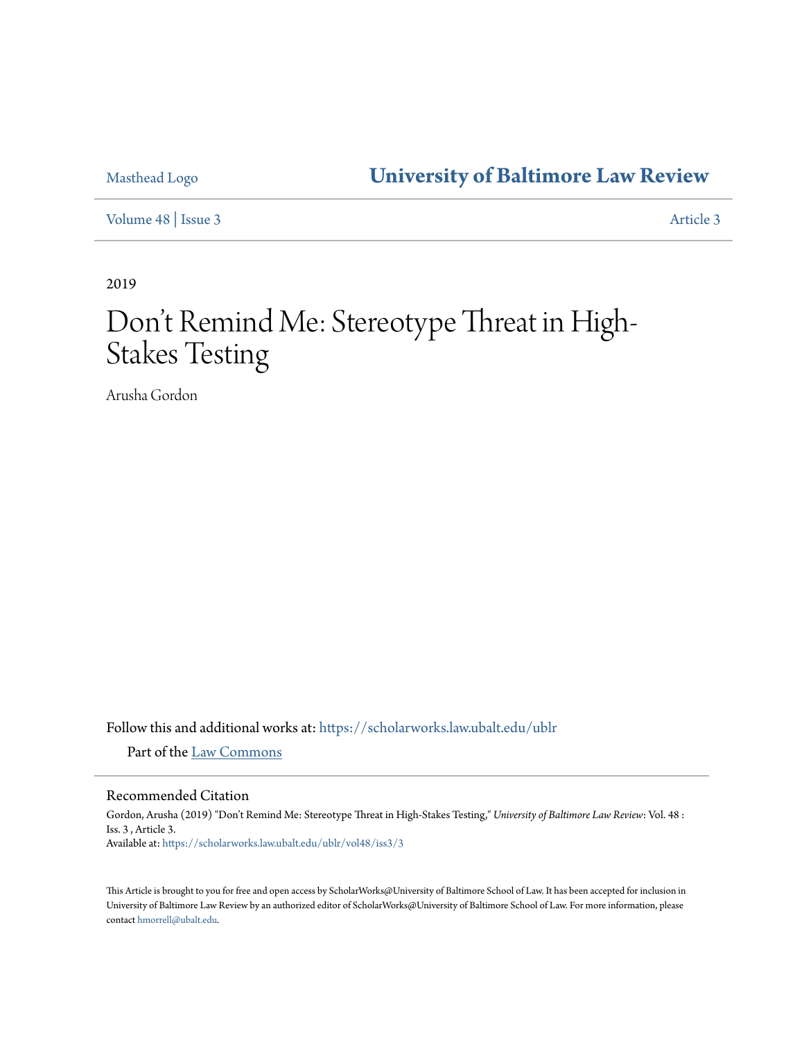Masthead Logo

# University of Baltimore Law Review

Volume 48 | Issue 3

Article 3

2019

# Don't Remind Me: Stereotype Threat in High-Stakes Testing

Arusha Gordon

Follow this and additional works at: https://scholarworks.law.ubalt.edu/ublr

Part of the Law Commons

## Recommended Citation

Gordon, Arusha (2019) "Don't Remind Me: Stereotype Threat in High-Stakes Testing," *University of Baltimore Law Review*: Vol. 48 : Iss. 3 , Article 3.
Available at: https://scholarworks.law.ubalt.edu/ublr/vol48/iss3/3

This Article is brought to you for free and open access by ScholarWorks@University of Baltimore School of Law. It has been accepted for inclusion in University of Baltimore Law Review by an authorized editor of ScholarWorks@University of Baltimore School of Law. For more information, please contact hmorrell@ubalt.edu.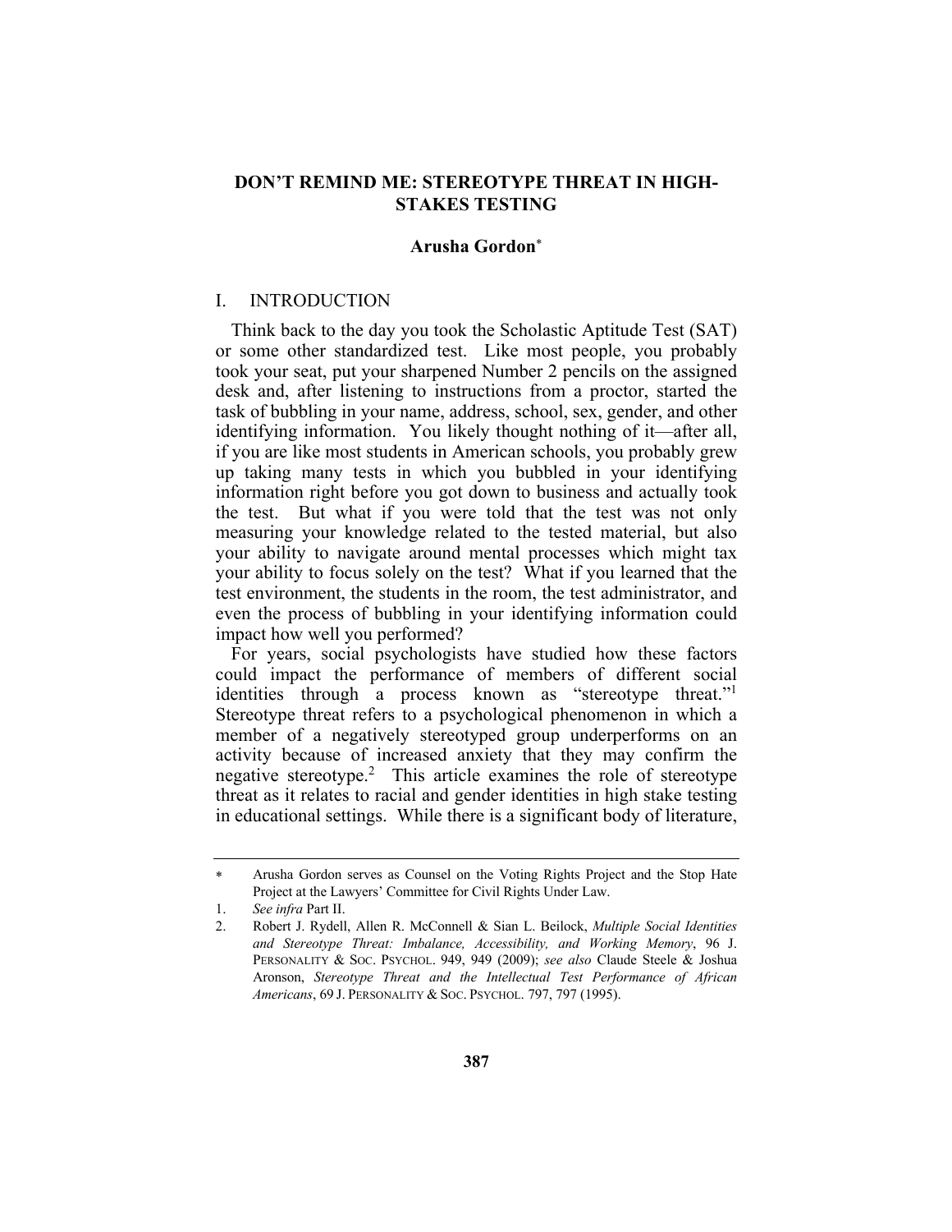# DON'T REMIND ME: STEREOTYPE THREAT IN HIGH-STAKES TESTING

**Arusha Gordon***

## I. INTRODUCTION

Think back to the day you took the Scholastic Aptitude Test (SAT) or some other standardized test. Like most people, you probably took your seat, put your sharpened Number 2 pencils on the assigned desk and, after listening to instructions from a proctor, started the task of bubbling in your name, address, school, sex, gender, and other identifying information. You likely thought nothing of it—after all, if you are like most students in American schools, you probably grew up taking many tests in which you bubbled in your identifying information right before you got down to business and actually took the test. But what if you were told that the test was not only measuring your knowledge related to the tested material, but also your ability to navigate around mental processes which might tax your ability to focus solely on the test? What if you learned that the test environment, the students in the room, the test administrator, and even the process of bubbling in your identifying information could impact how well you performed?

For years, social psychologists have studied how these factors could impact the performance of members of different social identities through a process known as "stereotype threat."[1] Stereotype threat refers to a psychological phenomenon in which a member of a negatively stereotyped group underperforms on an activity because of increased anxiety that they may confirm the negative stereotype.[2] This article examines the role of stereotype threat as it relates to racial and gender identities in high stake testing in educational settings. While there is a significant body of literature,

---

* Arusha Gordon serves as Counsel on the Voting Rights Project and the Stop Hate Project at the Lawyers' Committee for Civil Rights Under Law.

1. *See infra* Part II.

2. Robert J. Rydell, Allen R. McConnell & Sian L. Beilock, *Multiple Social Identities and Stereotype Threat: Imbalance, Accessibility, and Working Memory*, 96 J. PERSONALITY & SOC. PSYCHOL. 949, 949 (2009); *see also* Claude Steele & Joshua Aronson, *Stereotype Threat and the Intellectual Test Performance of African Americans*, 69 J. PERSONALITY & SOC. PSYCHOL. 797, 797 (1995).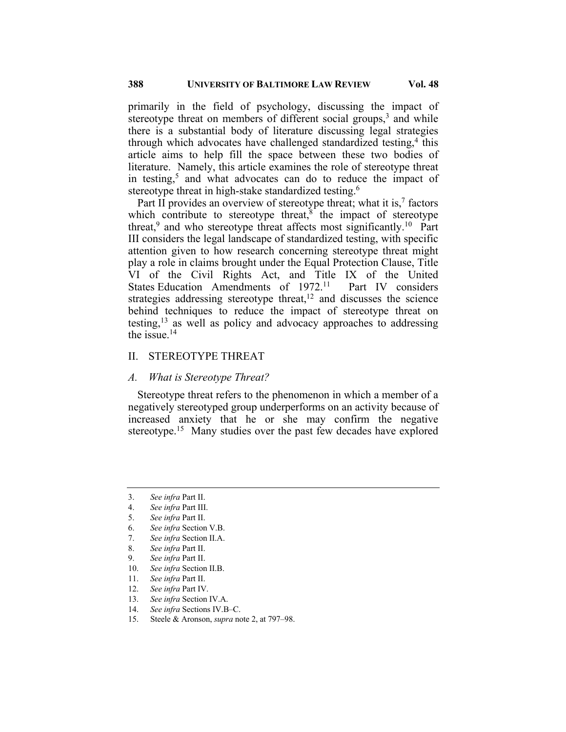primarily in the field of psychology, discussing the impact of stereotype threat on members of different social groups,[3] and while there is a substantial body of literature discussing legal strategies through which advocates have challenged standardized testing,[4] this article aims to help fill the space between these two bodies of literature. Namely, this article examines the role of stereotype threat in testing,[5] and what advocates can do to reduce the impact of stereotype threat in high-stake standardized testing.[6]

Part II provides an overview of stereotype threat; what it is,[7] factors which contribute to stereotype threat,[8] the impact of stereotype threat,[9] and who stereotype threat affects most significantly.[10] Part III considers the legal landscape of standardized testing, with specific attention given to how research concerning stereotype threat might play a role in claims brought under the Equal Protection Clause, Title VI of the Civil Rights Act, and Title IX of the United States Education Amendments of 1972.[11] Part IV considers strategies addressing stereotype threat,[12] and discusses the science behind techniques to reduce the impact of stereotype threat on testing,[13] as well as policy and advocacy approaches to addressing the issue.[14]

## II. STEREOTYPE THREAT

### A. *What is Stereotype Threat?*

Stereotype threat refers to the phenomenon in which a member of a negatively stereotyped group underperforms on an activity because of increased anxiety that he or she may confirm the negative stereotype.[15] Many studies over the past few decades have explored

---

3. *See infra* Part II.
4. *See infra* Part III.
5. *See infra* Part II.
6. *See infra* Section V.B.
7. *See infra* Section II.A.
8. *See infra* Part II.
9. *See infra* Part II.
10. *See infra* Section II.B.
11. *See infra* Part II.
12. *See infra* Part IV.
13. *See infra* Section IV.A.
14. *See infra* Sections IV.B–C.
15. Steele & Aronson, *supra* note 2, at 797–98.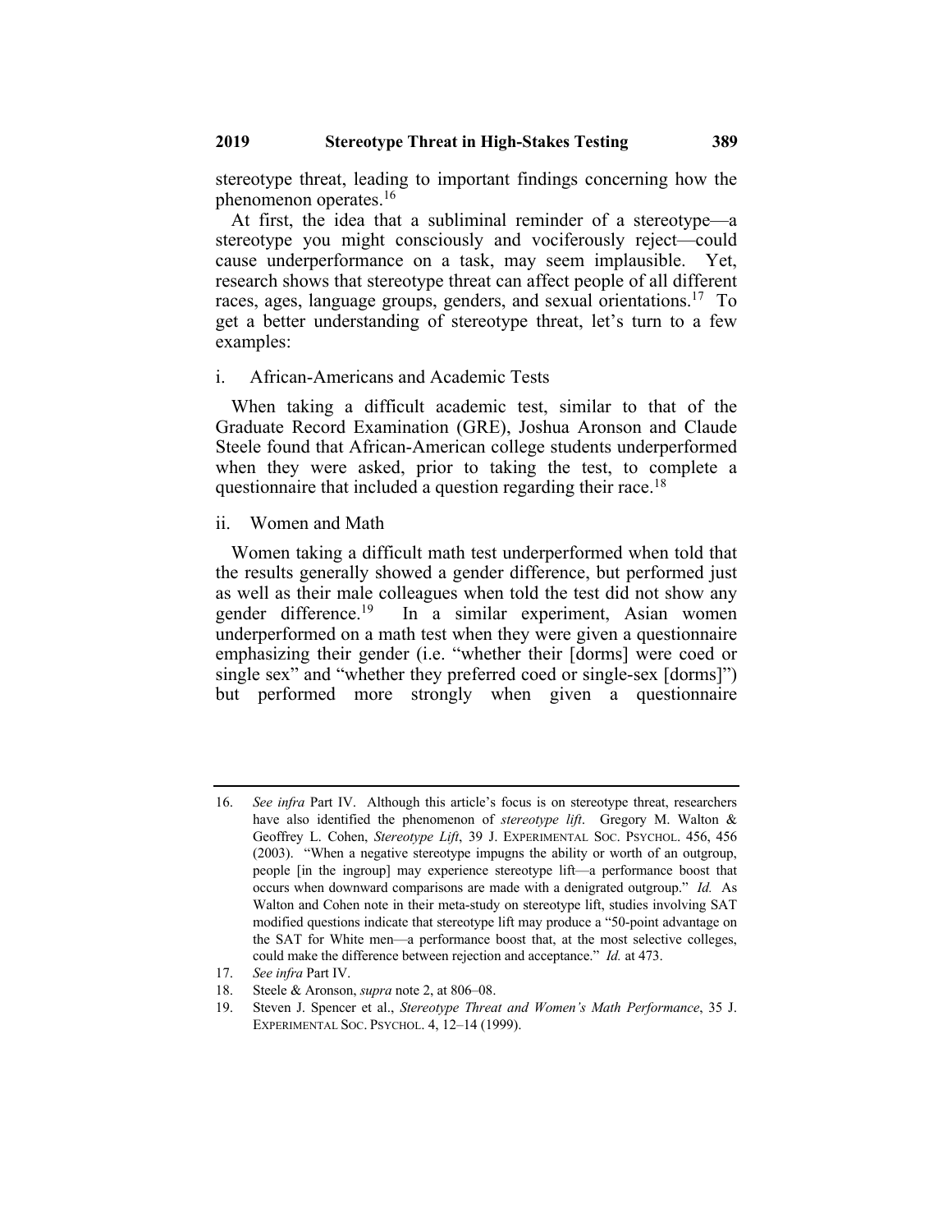stereotype threat, leading to important findings concerning how the phenomenon operates.[16]

At first, the idea that a subliminal reminder of a stereotype—a stereotype you might consciously and vociferously reject—could cause underperformance on a task, may seem implausible. Yet, research shows that stereotype threat can affect people of all different races, ages, language groups, genders, and sexual orientations.[17] To get a better understanding of stereotype threat, let's turn to a few examples:

i. African-Americans and Academic Tests

When taking a difficult academic test, similar to that of the Graduate Record Examination (GRE), Joshua Aronson and Claude Steele found that African-American college students underperformed when they were asked, prior to taking the test, to complete a questionnaire that included a question regarding their race.[18]

ii. Women and Math

Women taking a difficult math test underperformed when told that the results generally showed a gender difference, but performed just as well as their male colleagues when told the test did not show any gender difference.[19] In a similar experiment, Asian women underperformed on a math test when they were given a questionnaire emphasizing their gender (i.e. "whether their [dorms] were coed or single sex" and "whether they preferred coed or single-sex [dorms]") but performed more strongly when given a questionnaire

---

16. *See infra* Part IV. Although this article's focus is on stereotype threat, researchers have also identified the phenomenon of *stereotype lift*. Gregory M. Walton & Geoffrey L. Cohen, *Stereotype Lift*, 39 J. EXPERIMENTAL SOC. PSYCHOL. 456, 456 (2003). "When a negative stereotype impugns the ability or worth of an outgroup, people [in the ingroup] may experience stereotype lift—a performance boost that occurs when downward comparisons are made with a denigrated outgroup." *Id.* As Walton and Cohen note in their meta-study on stereotype lift, studies involving SAT modified questions indicate that stereotype lift may produce a "50-point advantage on the SAT for White men—a performance boost that, at the most selective colleges, could make the difference between rejection and acceptance." *Id.* at 473.
17. *See infra* Part IV.
18. Steele & Aronson, *supra* note 2, at 806–08.
19. Steven J. Spencer et al., *Stereotype Threat and Women's Math Performance*, 35 J. EXPERIMENTAL SOC. PSYCHOL. 4, 12–14 (1999).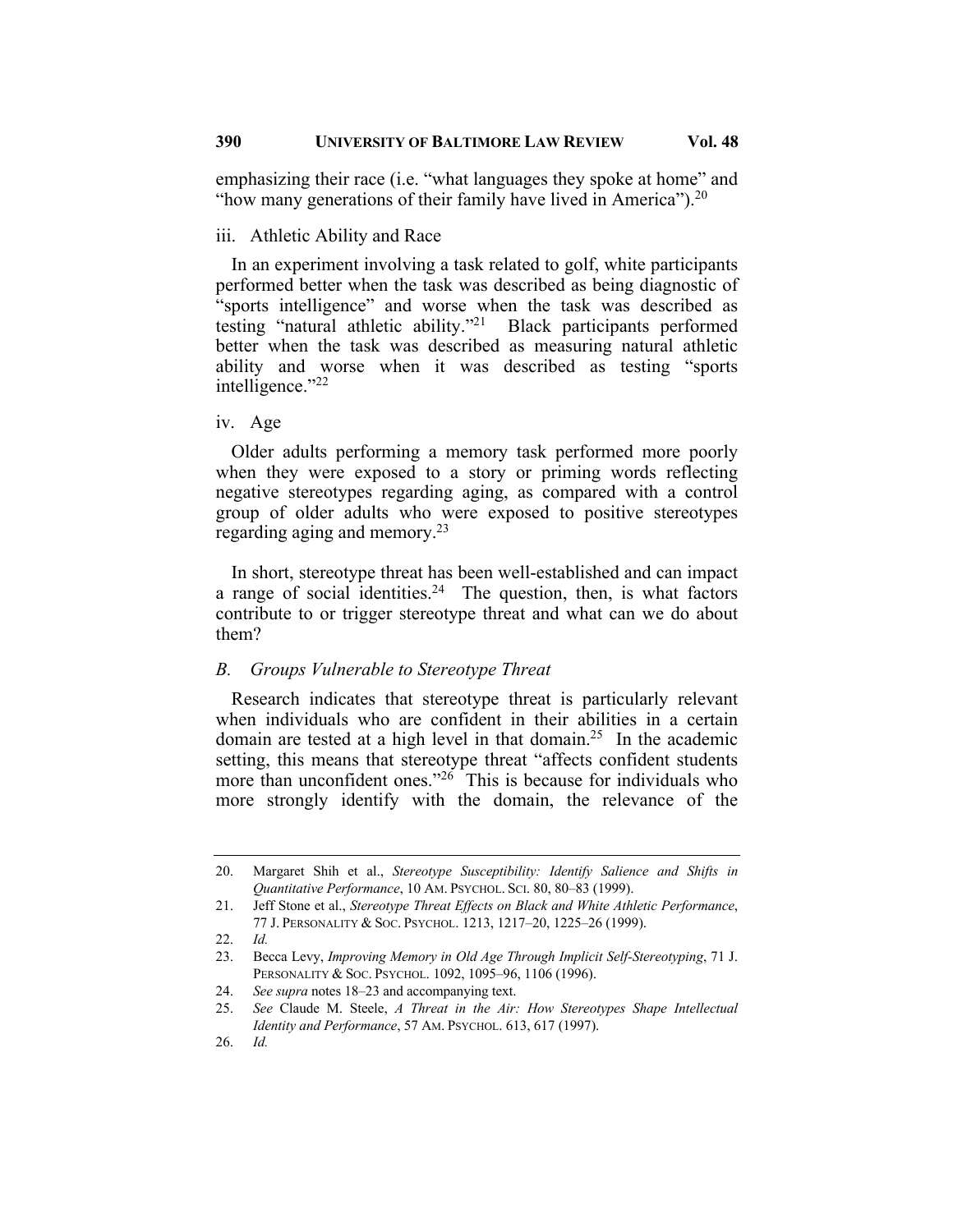emphasizing their race (i.e. "what languages they spoke at home" and "how many generations of their family have lived in America").[20]

iii. Athletic Ability and Race

In an experiment involving a task related to golf, white participants performed better when the task was described as being diagnostic of "sports intelligence" and worse when the task was described as testing "natural athletic ability."[21] Black participants performed better when the task was described as measuring natural athletic ability and worse when it was described as testing "sports intelligence."[22]

iv. Age

Older adults performing a memory task performed more poorly when they were exposed to a story or priming words reflecting negative stereotypes regarding aging, as compared with a control group of older adults who were exposed to positive stereotypes regarding aging and memory.[23]

In short, stereotype threat has been well-established and can impact a range of social identities.[24] The question, then, is what factors contribute to or trigger stereotype threat and what can we do about them?

### *B. Groups Vulnerable to Stereotype Threat*

Research indicates that stereotype threat is particularly relevant when individuals who are confident in their abilities in a certain domain are tested at a high level in that domain.[25] In the academic setting, this means that stereotype threat "affects confident students more than unconfident ones."[26] This is because for individuals who more strongly identify with the domain, the relevance of the

---

20. Margaret Shih et al., *Stereotype Susceptibility: Identify Salience and Shifts in Quantitative Performance*, 10 AM. PSYCHOL. SCI. 80, 80–83 (1999).
21. Jeff Stone et al., *Stereotype Threat Effects on Black and White Athletic Performance*, 77 J. PERSONALITY & SOC. PSYCHOL. 1213, 1217–20, 1225–26 (1999).
22. *Id.*
23. Becca Levy, *Improving Memory in Old Age Through Implicit Self-Stereotyping*, 71 J. PERSONALITY & SOC. PSYCHOL. 1092, 1095–96, 1106 (1996).
24. *See supra* notes 18–23 and accompanying text.
25. *See* Claude M. Steele, *A Threat in the Air: How Stereotypes Shape Intellectual Identity and Performance*, 57 AM. PSYCHOL. 613, 617 (1997).
26. *Id.*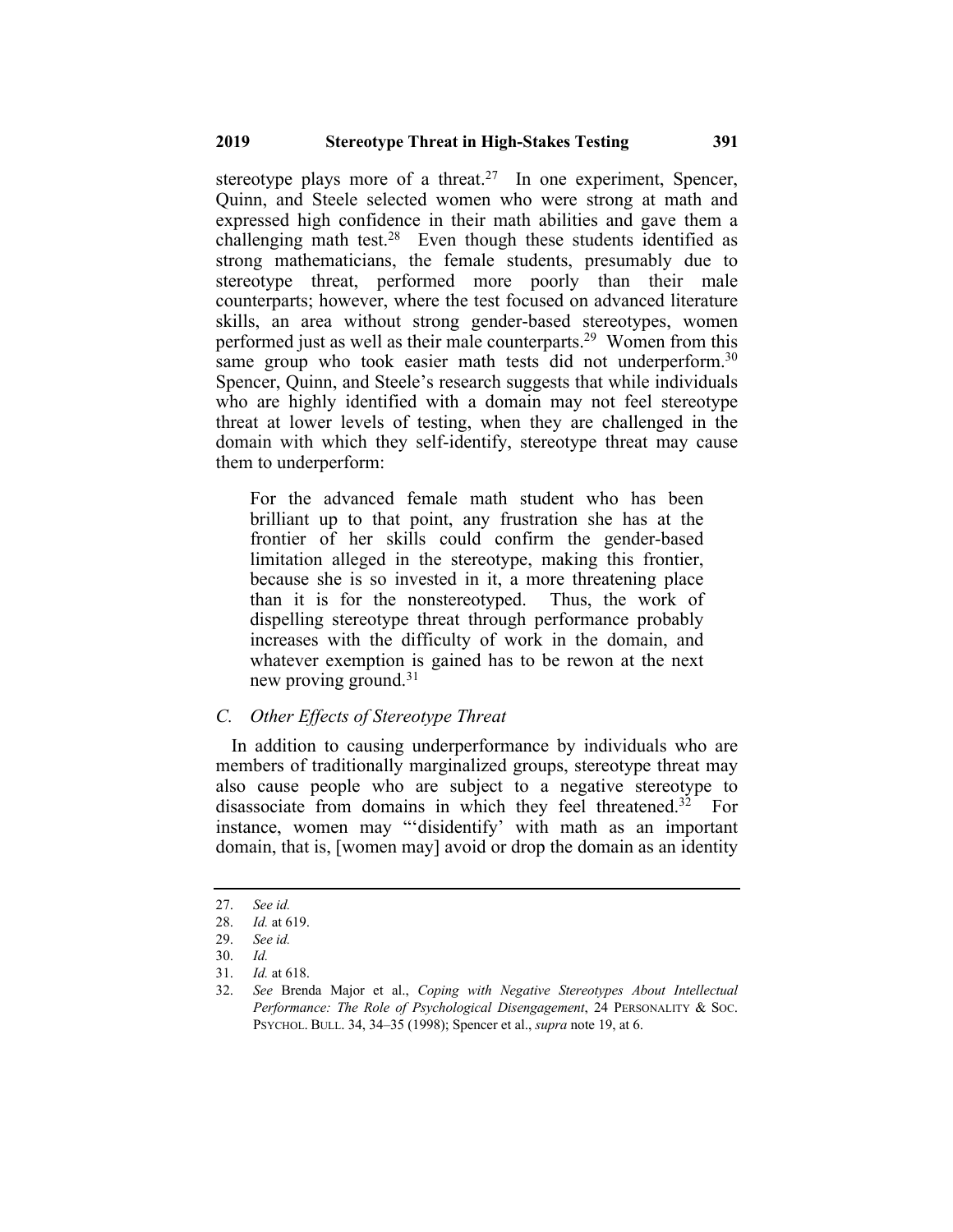stereotype plays more of a threat.[27] In one experiment, Spencer, Quinn, and Steele selected women who were strong at math and expressed high confidence in their math abilities and gave them a challenging math test.[28] Even though these students identified as strong mathematicians, the female students, presumably due to stereotype threat, performed more poorly than their male counterparts; however, where the test focused on advanced literature skills, an area without strong gender-based stereotypes, women performed just as well as their male counterparts.[29] Women from this same group who took easier math tests did not underperform.[30] Spencer, Quinn, and Steele's research suggests that while individuals who are highly identified with a domain may not feel stereotype threat at lower levels of testing, when they are challenged in the domain with which they self-identify, stereotype threat may cause them to underperform:

> For the advanced female math student who has been brilliant up to that point, any frustration she has at the frontier of her skills could confirm the gender-based limitation alleged in the stereotype, making this frontier, because she is so invested in it, a more threatening place than it is for the nonstereotyped. Thus, the work of dispelling stereotype threat through performance probably increases with the difficulty of work in the domain, and whatever exemption is gained has to be rewon at the next new proving ground.[31]

### *C. Other Effects of Stereotype Threat*

In addition to causing underperformance by individuals who are members of traditionally marginalized groups, stereotype threat may also cause people who are subject to a negative stereotype to disassociate from domains in which they feel threatened.[32] For instance, women may "'disidentify' with math as an important domain, that is, [women may] avoid or drop the domain as an identity

---

27. *See id.*
28. *Id.* at 619.
29. *See id.*
30. *Id.*
31. *Id.* at 618.
32. *See* Brenda Major et al., *Coping with Negative Stereotypes About Intellectual Performance: The Role of Psychological Disengagement*, 24 PERSONALITY & SOC. PSYCHOL. BULL. 34, 34–35 (1998); Spencer et al., *supra* note 19, at 6.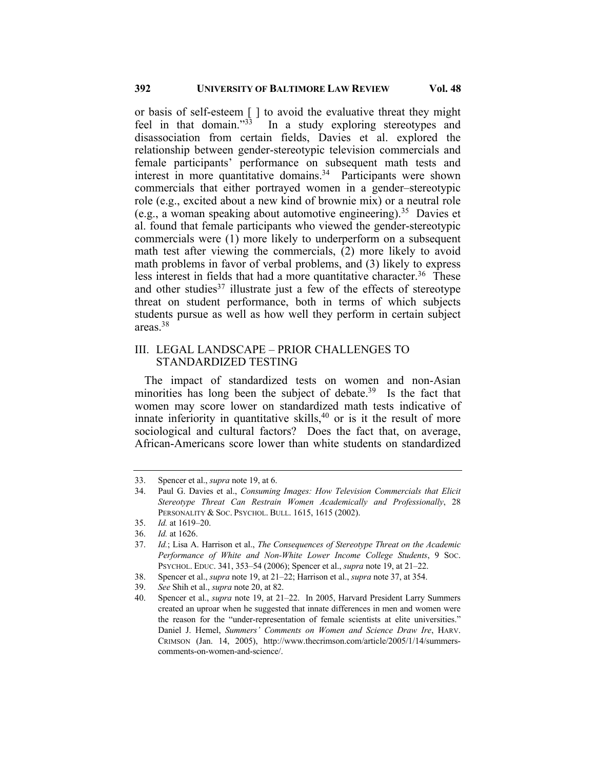or basis of self-esteem [ ] to avoid the evaluative threat they might feel in that domain."[33] In a study exploring stereotypes and disassociation from certain fields, Davies et al. explored the relationship between gender-stereotypic television commercials and female participants' performance on subsequent math tests and interest in more quantitative domains.[34] Participants were shown commercials that either portrayed women in a gender–stereotypic role (e.g., excited about a new kind of brownie mix) or a neutral role (e.g., a woman speaking about automotive engineering).[35] Davies et al. found that female participants who viewed the gender-stereotypic commercials were (1) more likely to underperform on a subsequent math test after viewing the commercials, (2) more likely to avoid math problems in favor of verbal problems, and (3) likely to express less interest in fields that had a more quantitative character.[36] These and other studies[37] illustrate just a few of the effects of stereotype threat on student performance, both in terms of which subjects students pursue as well as how well they perform in certain subject areas.[38]

## III. LEGAL LANDSCAPE – PRIOR CHALLENGES TO STANDARDIZED TESTING

The impact of standardized tests on women and non-Asian minorities has long been the subject of debate.[39] Is the fact that women may score lower on standardized math tests indicative of innate inferiority in quantitative skills,[40] or is it the result of more sociological and cultural factors? Does the fact that, on average, African-Americans score lower than white students on standardized

---

33. Spencer et al., *supra* note 19, at 6.
34. Paul G. Davies et al., *Consuming Images: How Television Commercials that Elicit Stereotype Threat Can Restrain Women Academically and Professionally*, 28 PERSONALITY & SOC. PSYCHOL. BULL. 1615, 1615 (2002).
35. *Id.* at 1619–20.
36. *Id.* at 1626.
37. *Id.*; Lisa A. Harrison et al., *The Consequences of Stereotype Threat on the Academic Performance of White and Non-White Lower Income College Students*, 9 SOC. PSYCHOL. EDUC. 341, 353–54 (2006); Spencer et al., *supra* note 19, at 21–22.
38. Spencer et al., *supra* note 19, at 21–22; Harrison et al., *supra* note 37, at 354.
39. *See* Shih et al., *supra* note 20, at 82.
40. Spencer et al., *supra* note 19, at 21–22. In 2005, Harvard President Larry Summers created an uproar when he suggested that innate differences in men and women were the reason for the "under-representation of female scientists at elite universities." Daniel J. Hemel, *Summers' Comments on Women and Science Draw Ire*, HARV. CRIMSON (Jan. 14, 2005), http://www.thecrimson.com/article/2005/1/14/summers-comments-on-women-and-science/.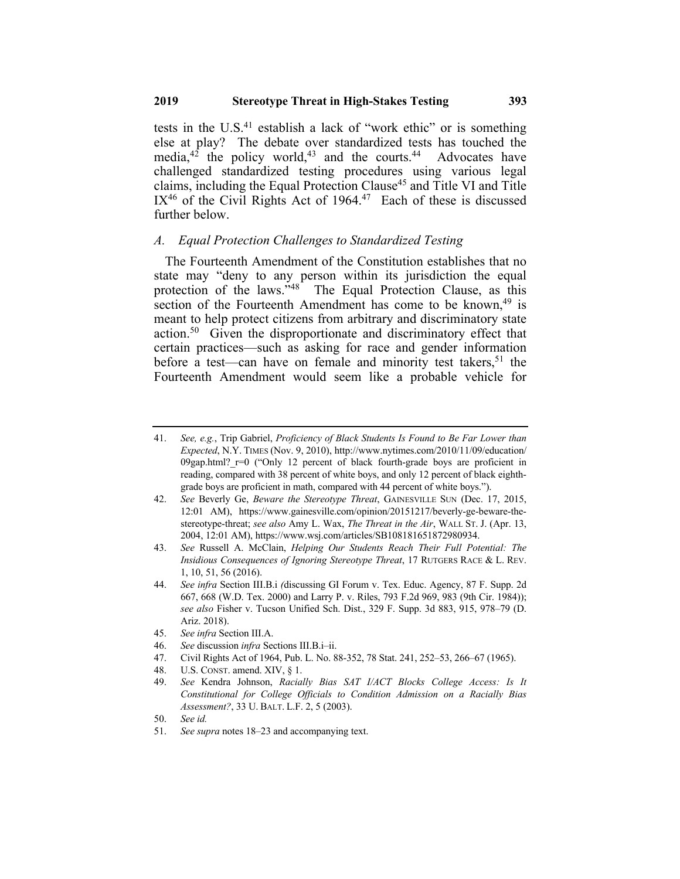tests in the U.S.[41] establish a lack of "work ethic" or is something else at play? The debate over standardized tests has touched the media,[42] the policy world,[43] and the courts.[44] Advocates have challenged standardized testing procedures using various legal claims, including the Equal Protection Clause[45] and Title VI and Title IX[46] of the Civil Rights Act of 1964.[47] Each of these is discussed further below.

### *A. Equal Protection Challenges to Standardized Testing*

The Fourteenth Amendment of the Constitution establishes that no state may "deny to any person within its jurisdiction the equal protection of the laws."[48] The Equal Protection Clause, as this section of the Fourteenth Amendment has come to be known,[49] is meant to help protect citizens from arbitrary and discriminatory state action.[50] Given the disproportionate and discriminatory effect that certain practices—such as asking for race and gender information before a test—can have on female and minority test takers,[51] the Fourteenth Amendment would seem like a probable vehicle for

---

41. *See, e.g.*, Trip Gabriel, *Proficiency of Black Students Is Found to Be Far Lower than Expected*, N.Y. TIMES (Nov. 9, 2010), http://www.nytimes.com/2010/11/09/education/09gap.html?_r=0 ("Only 12 percent of black fourth-grade boys are proficient in reading, compared with 38 percent of white boys, and only 12 percent of black eighth-grade boys are proficient in math, compared with 44 percent of white boys.").
42. *See* Beverly Ge, *Beware the Stereotype Threat*, GAINESVILLE SUN (Dec. 17, 2015, 12:01 AM), https://www.gainesville.com/opinion/20151217/beverly-ge-beware-the-stereotype-threat; *see also* Amy L. Wax, *The Threat in the Air*, WALL ST. J. (Apr. 13, 2004, 12:01 AM), https://www.wsj.com/articles/SB108181651872980934.
43. *See* Russell A. McClain, *Helping Our Students Reach Their Full Potential: The Insidious Consequences of Ignoring Stereotype Threat*, 17 RUTGERS RACE & L. REV. 1, 10, 51, 56 (2016).
44. *See infra* Section III.B.i *(*discussing GI Forum v. Tex. Educ. Agency, 87 F. Supp. 2d 667, 668 (W.D. Tex. 2000) and Larry P. v. Riles, 793 F.2d 969, 983 (9th Cir. 1984)); *see also* Fisher v. Tucson Unified Sch. Dist., 329 F. Supp. 3d 883, 915, 978–79 (D. Ariz. 2018).
45. *See infra* Section III.A.
46. *See* discussion *infra* Sections III.B.i–ii.
47. Civil Rights Act of 1964, Pub. L. No. 88-352, 78 Stat. 241, 252–53, 266–67 (1965).
48. U.S. CONST. amend. XIV, § 1.
49. *See* Kendra Johnson, *Racially Bias SAT I/ACT Blocks College Access: Is It Constitutional for College Officials to Condition Admission on a Racially Bias Assessment?*, 33 U. BALT. L.F. 2, 5 (2003).
50. *See id.*
51. *See supra* notes 18–23 and accompanying text.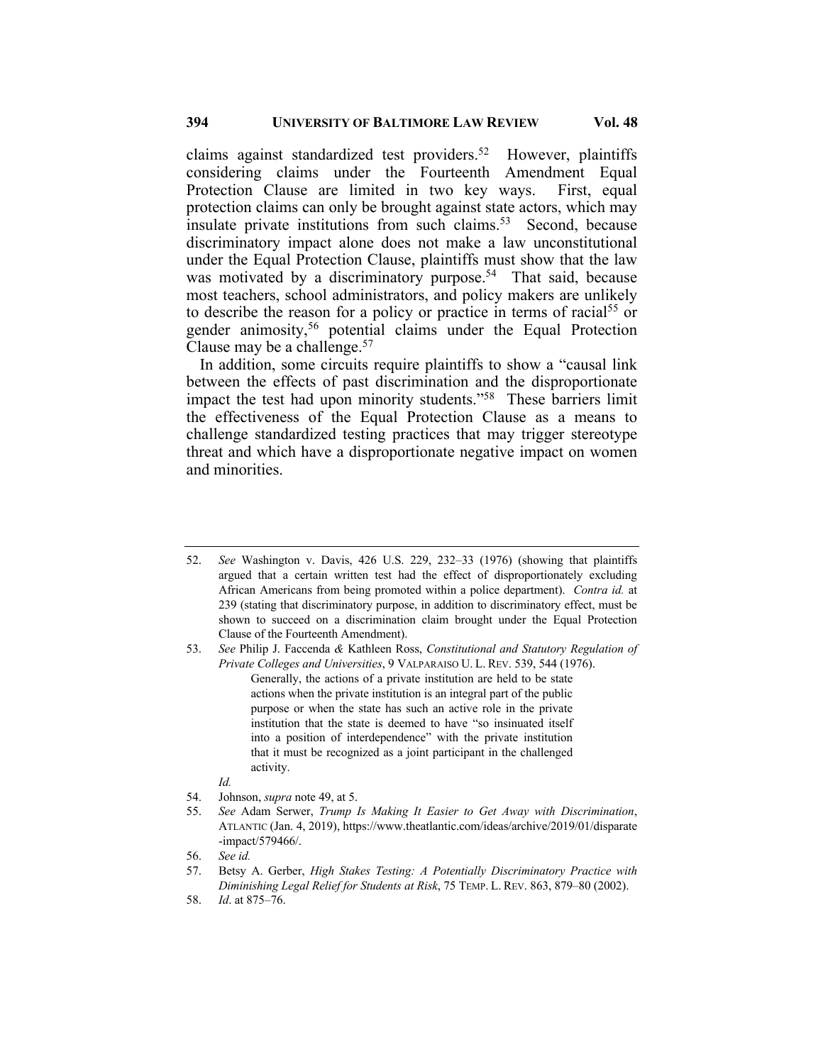claims against standardized test providers.[52] However, plaintiffs considering claims under the Fourteenth Amendment Equal Protection Clause are limited in two key ways. First, equal protection claims can only be brought against state actors, which may insulate private institutions from such claims.[53] Second, because discriminatory impact alone does not make a law unconstitutional under the Equal Protection Clause, plaintiffs must show that the law was motivated by a discriminatory purpose.[54] That said, because most teachers, school administrators, and policy makers are unlikely to describe the reason for a policy or practice in terms of racial[55] or gender animosity,[56] potential claims under the Equal Protection Clause may be a challenge.[57]

In addition, some circuits require plaintiffs to show a "causal link between the effects of past discrimination and the disproportionate impact the test had upon minority students."[58] These barriers limit the effectiveness of the Equal Protection Clause as a means to challenge standardized testing practices that may trigger stereotype threat and which have a disproportionate negative impact on women and minorities.

---

52. *See* Washington v. Davis, 426 U.S. 229, 232–33 (1976) (showing that plaintiffs argued that a certain written test had the effect of disproportionately excluding African Americans from being promoted within a police department). *Contra id.* at 239 (stating that discriminatory purpose, in addition to discriminatory effect, must be shown to succeed on a discrimination claim brought under the Equal Protection Clause of the Fourteenth Amendment).

53. *See* Philip J. Faccenda *&* Kathleen Ross, *Constitutional and Statutory Regulation of Private Colleges and Universities*, 9 VALPARAISO U. L. REV. 539, 544 (1976).

    > Generally, the actions of a private institution are held to be state actions when the private institution is an integral part of the public purpose or when the state has such an active role in the private institution that the state is deemed to have "so insinuated itself into a position of interdependence" with the private institution that it must be recognized as a joint participant in the challenged activity.

    *Id.*

54. Johnson, *supra* note 49, at 5.

55. *See* Adam Serwer, *Trump Is Making It Easier to Get Away with Discrimination*, ATLANTIC (Jan. 4, 2019), https://www.theatlantic.com/ideas/archive/2019/01/disparate-impact/579466/.

56. *See id.*

57. Betsy A. Gerber, *High Stakes Testing: A Potentially Discriminatory Practice with Diminishing Legal Relief for Students at Risk*, 75 TEMP. L. REV. 863, 879–80 (2002).

58. *Id*. at 875–76.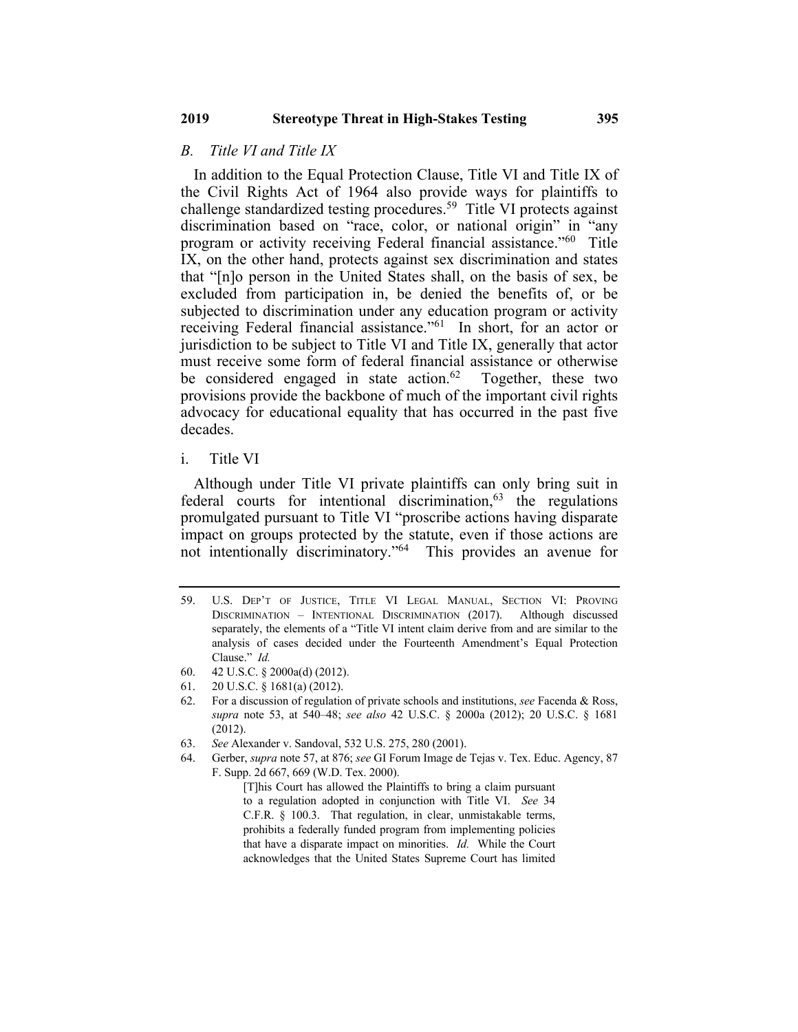### *B. Title VI and Title IX*

In addition to the Equal Protection Clause, Title VI and Title IX of the Civil Rights Act of 1964 also provide ways for plaintiffs to challenge standardized testing procedures.[59] Title VI protects against discrimination based on "race, color, or national origin" in "any program or activity receiving Federal financial assistance."[60] Title IX, on the other hand, protects against sex discrimination and states that "[n]o person in the United States shall, on the basis of sex, be excluded from participation in, be denied the benefits of, or be subjected to discrimination under any education program or activity receiving Federal financial assistance."[61] In short, for an actor or jurisdiction to be subject to Title VI and Title IX, generally that actor must receive some form of federal financial assistance or otherwise be considered engaged in state action.[62] Together, these two provisions provide the backbone of much of the important civil rights advocacy for educational equality that has occurred in the past five decades.

#### i. Title VI

Although under Title VI private plaintiffs can only bring suit in federal courts for intentional discrimination,[63] the regulations promulgated pursuant to Title VI "proscribe actions having disparate impact on groups protected by the statute, even if those actions are not intentionally discriminatory."[64] This provides an avenue for

---

59. U.S. DEP'T OF JUSTICE, TITLE VI LEGAL MANUAL, SECTION VI: PROVING DISCRIMINATION – INTENTIONAL DISCRIMINATION (2017). Although discussed separately, the elements of a "Title VI intent claim derive from and are similar to the analysis of cases decided under the Fourteenth Amendment's Equal Protection Clause." *Id.*
60. 42 U.S.C. § 2000a(d) (2012).
61. 20 U.S.C. § 1681(a) (2012).
62. For a discussion of regulation of private schools and institutions, *see* Facenda & Ross, *supra* note 53, at 540–48; *see also* 42 U.S.C. § 2000a (2012); 20 U.S.C. § 1681 (2012).
63. *See* Alexander v. Sandoval, 532 U.S. 275, 280 (2001).
64. Gerber, *supra* note 57, at 876; *see* GI Forum Image de Tejas v. Tex. Educ. Agency, 87 F. Supp. 2d 667, 669 (W.D. Tex. 2000).

    > [T]his Court has allowed the Plaintiffs to bring a claim pursuant to a regulation adopted in conjunction with Title VI. *See* 34 C.F.R. § 100.3. That regulation, in clear, unmistakable terms, prohibits a federally funded program from implementing policies that have a disparate impact on minorities. *Id.* While the Court acknowledges that the United States Supreme Court has limited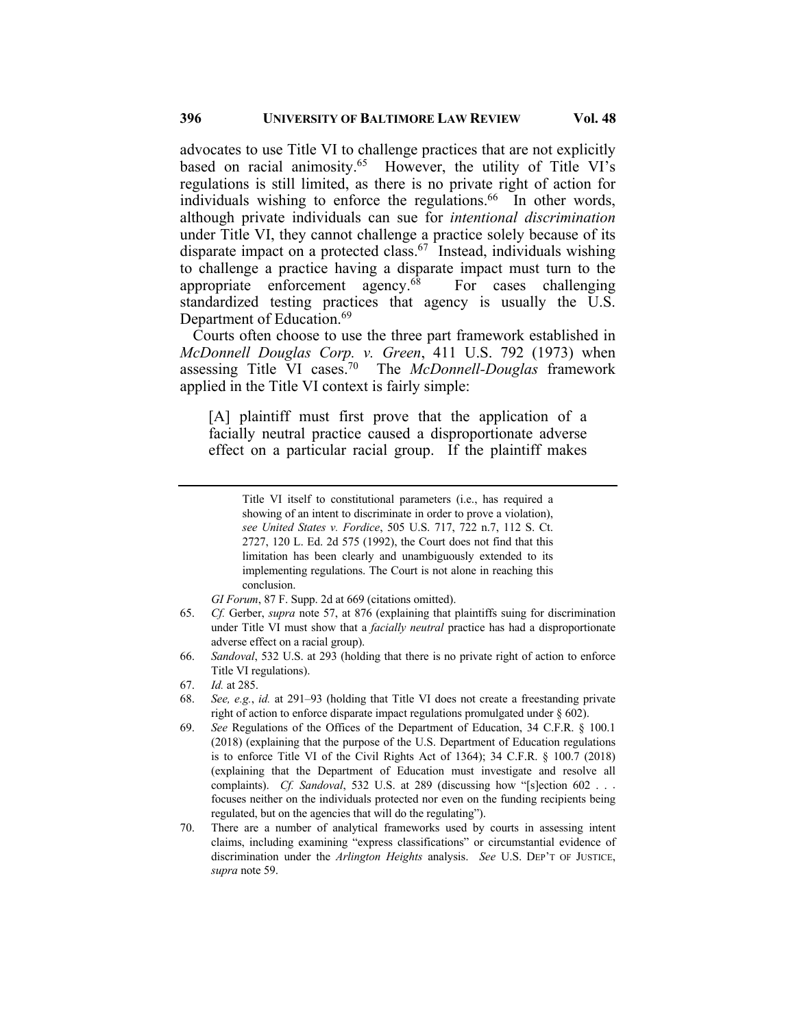advocates to use Title VI to challenge practices that are not explicitly based on racial animosity.[65] However, the utility of Title VI's regulations is still limited, as there is no private right of action for individuals wishing to enforce the regulations.[66] In other words, although private individuals can sue for *intentional discrimination* under Title VI, they cannot challenge a practice solely because of its disparate impact on a protected class.[67] Instead, individuals wishing to challenge a practice having a disparate impact must turn to the appropriate enforcement agency.[68] For cases challenging standardized testing practices that agency is usually the U.S. Department of Education.[69]

Courts often choose to use the three part framework established in *McDonnell Douglas Corp. v. Green*, 411 U.S. 792 (1973) when assessing Title VI cases.[70] The *McDonnell-Douglas* framework applied in the Title VI context is fairly simple:

> [A] plaintiff must first prove that the application of a facially neutral practice caused a disproportionate adverse effect on a particular racial group. If the plaintiff makes

---

> Title VI itself to constitutional parameters (i.e., has required a showing of an intent to discriminate in order to prove a violation), *see United States v. Fordice*, 505 U.S. 717, 722 n.7, 112 S. Ct. 2727, 120 L. Ed. 2d 575 (1992), the Court does not find that this limitation has been clearly and unambiguously extended to its implementing regulations. The Court is not alone in reaching this conclusion.

*GI Forum*, 87 F. Supp. 2d at 669 (citations omitted).

65. *Cf.* Gerber, *supra* note 57, at 876 (explaining that plaintiffs suing for discrimination under Title VI must show that a *facially neutral* practice has had a disproportionate adverse effect on a racial group).
66. *Sandoval*, 532 U.S. at 293 (holding that there is no private right of action to enforce Title VI regulations).
67. *Id.* at 285.
68. *See, e.g.*, *id.* at 291–93 (holding that Title VI does not create a freestanding private right of action to enforce disparate impact regulations promulgated under § 602).
69. *See* Regulations of the Offices of the Department of Education, 34 C.F.R. § 100.1 (2018) (explaining that the purpose of the U.S. Department of Education regulations is to enforce Title VI of the Civil Rights Act of 1364); 34 C.F.R. § 100.7 (2018) (explaining that the Department of Education must investigate and resolve all complaints). *Cf. Sandoval*, 532 U.S. at 289 (discussing how "[s]ection 602 . . . focuses neither on the individuals protected nor even on the funding recipients being regulated, but on the agencies that will do the regulating").
70. There are a number of analytical frameworks used by courts in assessing intent claims, including examining "express classifications" or circumstantial evidence of discrimination under the *Arlington Heights* analysis. *See* U.S. DEP'T OF JUSTICE, *supra* note 59.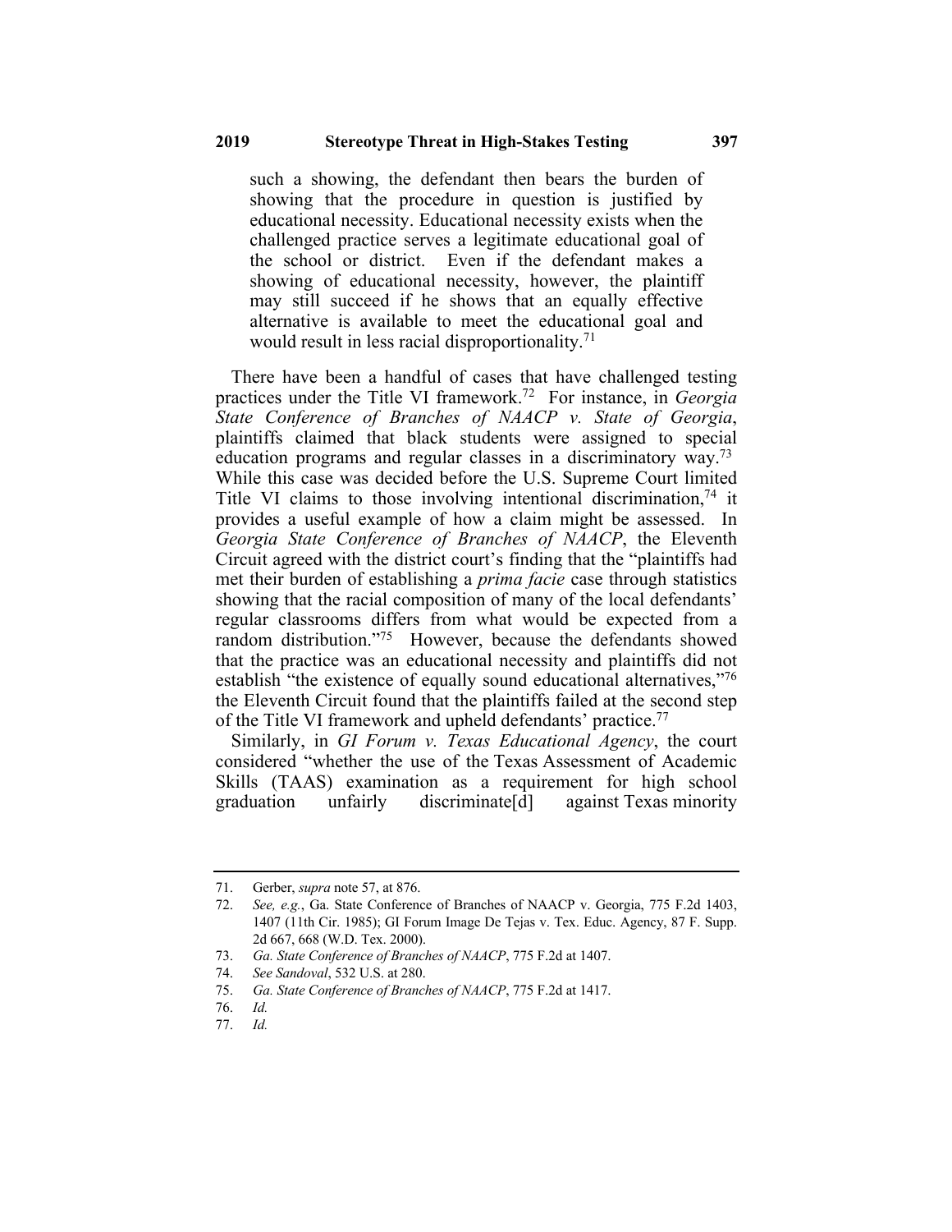> such a showing, the defendant then bears the burden of showing that the procedure in question is justified by educational necessity. Educational necessity exists when the challenged practice serves a legitimate educational goal of the school or district. Even if the defendant makes a showing of educational necessity, however, the plaintiff may still succeed if he shows that an equally effective alternative is available to meet the educational goal and would result in less racial disproportionality.[71]

There have been a handful of cases that have challenged testing practices under the Title VI framework.[72] For instance, in *Georgia State Conference of Branches of NAACP v. State of Georgia*, plaintiffs claimed that black students were assigned to special education programs and regular classes in a discriminatory way.[73] While this case was decided before the U.S. Supreme Court limited Title VI claims to those involving intentional discrimination,[74] it provides a useful example of how a claim might be assessed. In *Georgia State Conference of Branches of NAACP*, the Eleventh Circuit agreed with the district court's finding that the "plaintiffs had met their burden of establishing a *prima facie* case through statistics showing that the racial composition of many of the local defendants' regular classrooms differs from what would be expected from a random distribution."[75] However, because the defendants showed that the practice was an educational necessity and plaintiffs did not establish "the existence of equally sound educational alternatives,"[76] the Eleventh Circuit found that the plaintiffs failed at the second step of the Title VI framework and upheld defendants' practice.[77]

Similarly, in *GI Forum v. Texas Educational Agency*, the court considered "whether the use of the Texas Assessment of Academic Skills (TAAS) examination as a requirement for high school graduation unfairly discriminate[d] against Texas minority

---

71. Gerber, *supra* note 57, at 876.
72. *See, e.g.*, Ga. State Conference of Branches of NAACP v. Georgia, 775 F.2d 1403, 1407 (11th Cir. 1985); GI Forum Image De Tejas v. Tex. Educ. Agency, 87 F. Supp. 2d 667, 668 (W.D. Tex. 2000).
73. *Ga. State Conference of Branches of NAACP*, 775 F.2d at 1407.
74. *See Sandoval*, 532 U.S. at 280.
75. *Ga. State Conference of Branches of NAACP*, 775 F.2d at 1417.
76. *Id.*
77. *Id.*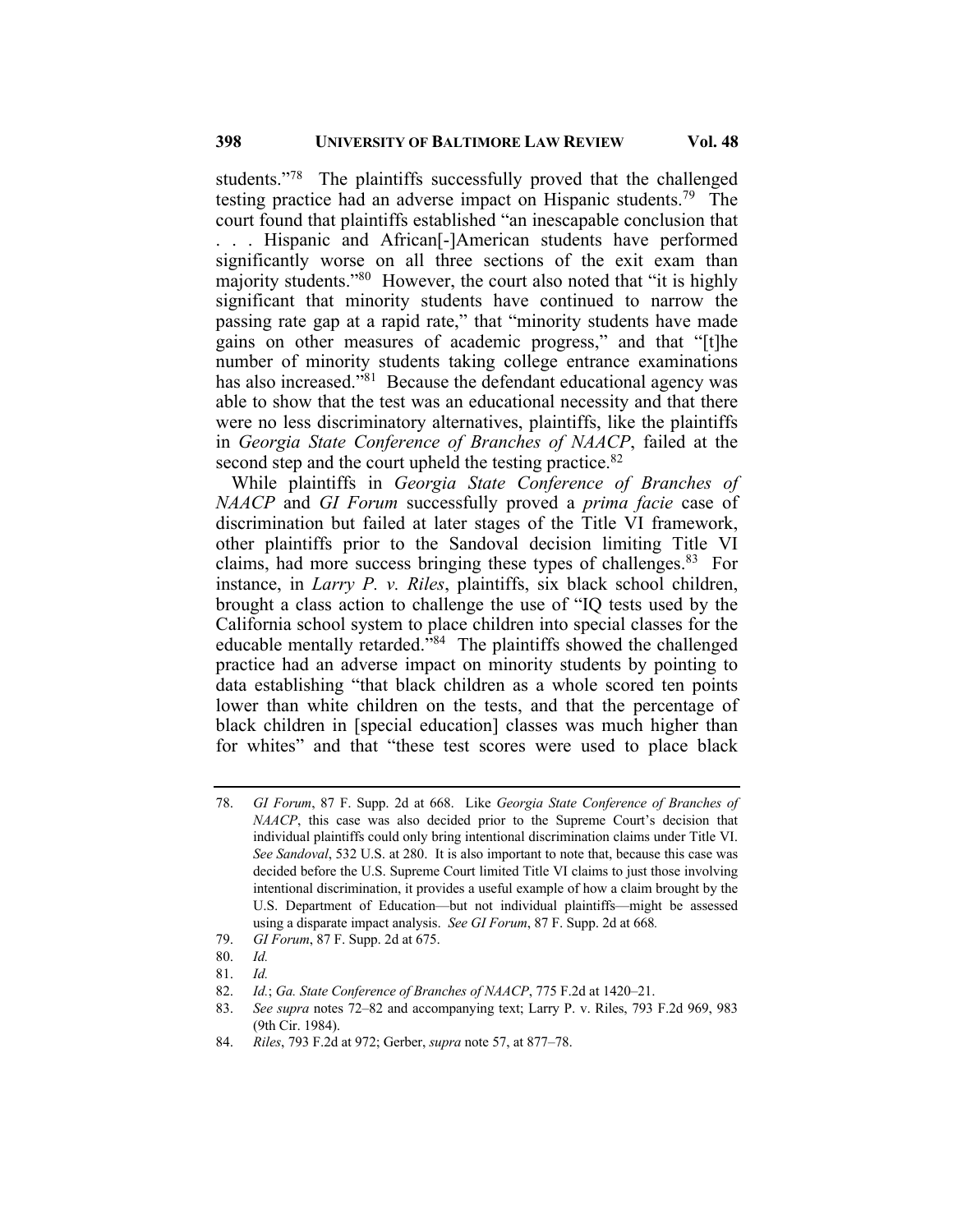students."[78] The plaintiffs successfully proved that the challenged testing practice had an adverse impact on Hispanic students.[79] The court found that plaintiffs established "an inescapable conclusion that . . . Hispanic and African[-]American students have performed significantly worse on all three sections of the exit exam than majority students."[80] However, the court also noted that "it is highly significant that minority students have continued to narrow the passing rate gap at a rapid rate," that "minority students have made gains on other measures of academic progress," and that "[t]he number of minority students taking college entrance examinations has also increased."[81] Because the defendant educational agency was able to show that the test was an educational necessity and that there were no less discriminatory alternatives, plaintiffs, like the plaintiffs in *Georgia State Conference of Branches of NAACP*, failed at the second step and the court upheld the testing practice.[82]

While plaintiffs in *Georgia State Conference of Branches of NAACP* and *GI Forum* successfully proved a *prima facie* case of discrimination but failed at later stages of the Title VI framework, other plaintiffs prior to the Sandoval decision limiting Title VI claims, had more success bringing these types of challenges.[83] For instance, in *Larry P. v. Riles*, plaintiffs, six black school children, brought a class action to challenge the use of "IQ tests used by the California school system to place children into special classes for the educable mentally retarded."[84] The plaintiffs showed the challenged practice had an adverse impact on minority students by pointing to data establishing "that black children as a whole scored ten points lower than white children on the tests, and that the percentage of black children in [special education] classes was much higher than for whites" and that "these test scores were used to place black

---

78. *GI Forum*, 87 F. Supp. 2d at 668. Like *Georgia State Conference of Branches of NAACP*, this case was also decided prior to the Supreme Court's decision that individual plaintiffs could only bring intentional discrimination claims under Title VI. *See Sandoval*, 532 U.S. at 280. It is also important to note that, because this case was decided before the U.S. Supreme Court limited Title VI claims to just those involving intentional discrimination, it provides a useful example of how a claim brought by the U.S. Department of Education—but not individual plaintiffs—might be assessed using a disparate impact analysis. *See GI Forum*, 87 F. Supp. 2d at 668.

79. *GI Forum*, 87 F. Supp. 2d at 675.

80. *Id.*

81. *Id.*

82. *Id.*; *Ga. State Conference of Branches of NAACP*, 775 F.2d at 1420–21.

83. *See supra* notes 72–82 and accompanying text; Larry P. v. Riles, 793 F.2d 969, 983 (9th Cir. 1984).

84. *Riles*, 793 F.2d at 972; Gerber, *supra* note 57, at 877–78.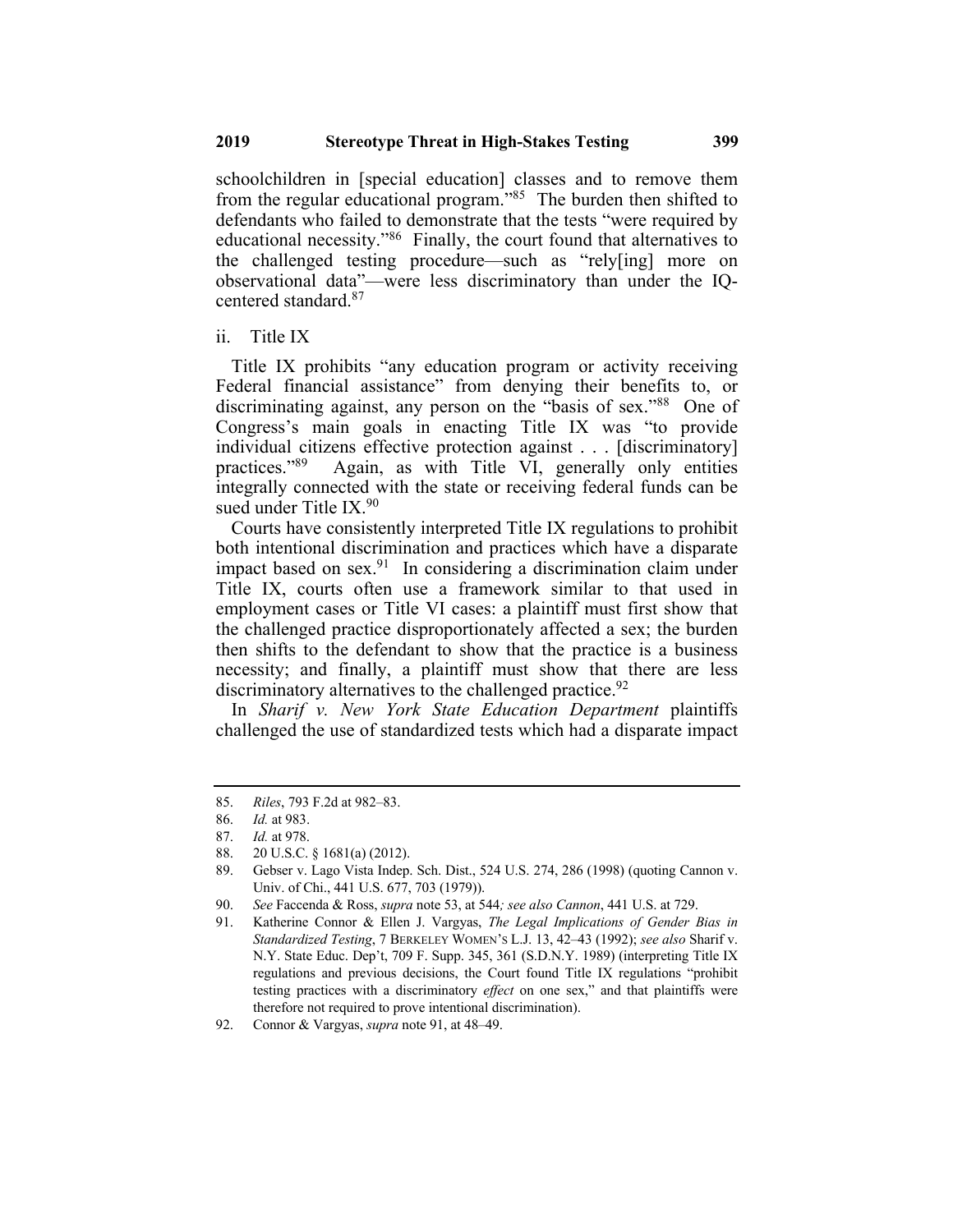schoolchildren in [special education] classes and to remove them from the regular educational program."[85] The burden then shifted to defendants who failed to demonstrate that the tests "were required by educational necessity."[86] Finally, the court found that alternatives to the challenged testing procedure—such as "rely[ing] more on observational data"—were less discriminatory than under the IQ-centered standard.[87]

ii. Title IX

Title IX prohibits "any education program or activity receiving Federal financial assistance" from denying their benefits to, or discriminating against, any person on the "basis of sex."[88] One of Congress's main goals in enacting Title IX was "to provide individual citizens effective protection against . . . [discriminatory] practices."[89] Again, as with Title VI, generally only entities integrally connected with the state or receiving federal funds can be sued under Title IX.[90]

Courts have consistently interpreted Title IX regulations to prohibit both intentional discrimination and practices which have a disparate impact based on sex.[91] In considering a discrimination claim under Title IX, courts often use a framework similar to that used in employment cases or Title VI cases: a plaintiff must first show that the challenged practice disproportionately affected a sex; the burden then shifts to the defendant to show that the practice is a business necessity; and finally, a plaintiff must show that there are less discriminatory alternatives to the challenged practice.[92]

In *Sharif v. New York State Education Department* plaintiffs challenged the use of standardized tests which had a disparate impact

---

85. *Riles*, 793 F.2d at 982–83.
86. *Id.* at 983.
87. *Id.* at 978.
88. 20 U.S.C. § 1681(a) (2012).
89. Gebser v. Lago Vista Indep. Sch. Dist., 524 U.S. 274, 286 (1998) (quoting Cannon v. Univ. of Chi., 441 U.S. 677, 703 (1979)).
90. *See* Faccenda & Ross, *supra* note 53, at 544*; see also Cannon*, 441 U.S. at 729.
91. Katherine Connor & Ellen J. Vargyas, *The Legal Implications of Gender Bias in Standardized Testing*, 7 BERKELEY WOMEN'S L.J. 13, 42–43 (1992); *see also* Sharif v. N.Y. State Educ. Dep't, 709 F. Supp. 345, 361 (S.D.N.Y. 1989) (interpreting Title IX regulations and previous decisions, the Court found Title IX regulations "prohibit testing practices with a discriminatory *effect* on one sex," and that plaintiffs were therefore not required to prove intentional discrimination).
92. Connor & Vargyas, *supra* note 91, at 48–49.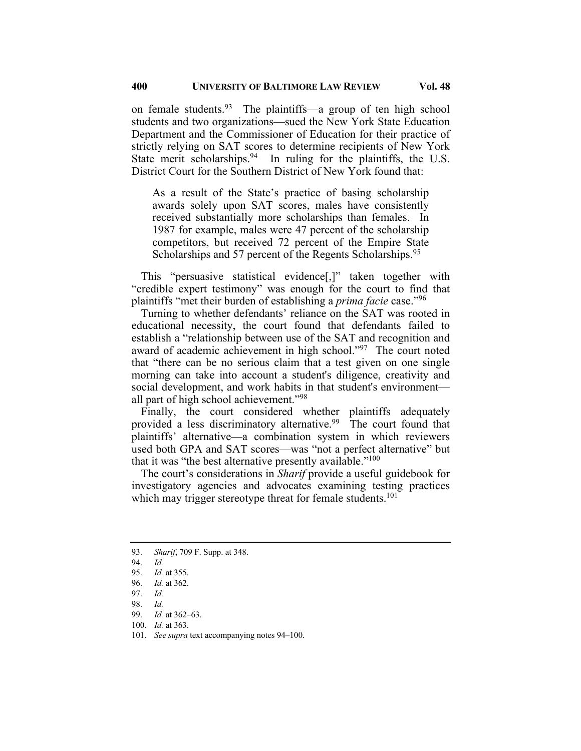on female students.[93] The plaintiffs—a group of ten high school students and two organizations—sued the New York State Education Department and the Commissioner of Education for their practice of strictly relying on SAT scores to determine recipients of New York State merit scholarships.[94] In ruling for the plaintiffs, the U.S. District Court for the Southern District of New York found that:

> As a result of the State's practice of basing scholarship awards solely upon SAT scores, males have consistently received substantially more scholarships than females. In 1987 for example, males were 47 percent of the scholarship competitors, but received 72 percent of the Empire State Scholarships and 57 percent of the Regents Scholarships.[95]

This "persuasive statistical evidence[,]" taken together with "credible expert testimony" was enough for the court to find that plaintiffs "met their burden of establishing a *prima facie* case."[96]

Turning to whether defendants' reliance on the SAT was rooted in educational necessity, the court found that defendants failed to establish a "relationship between use of the SAT and recognition and award of academic achievement in high school."[97] The court noted that "there can be no serious claim that a test given on one single morning can take into account a student's diligence, creativity and social development, and work habits in that student's environment—all part of high school achievement."[98]

Finally, the court considered whether plaintiffs adequately provided a less discriminatory alternative.[99] The court found that plaintiffs' alternative—a combination system in which reviewers used both GPA and SAT scores—was "not a perfect alternative" but that it was "the best alternative presently available."[100]

The court's considerations in *Sharif* provide a useful guidebook for investigatory agencies and advocates examining testing practices which may trigger stereotype threat for female students.[101]

---

93. *Sharif*, 709 F. Supp. at 348.
94. *Id.*
95. *Id.* at 355.
96. *Id.* at 362.
97. *Id.*
98. *Id.*
99. *Id.* at 362–63.
100. *Id.* at 363.
101. *See supra* text accompanying notes 94–100.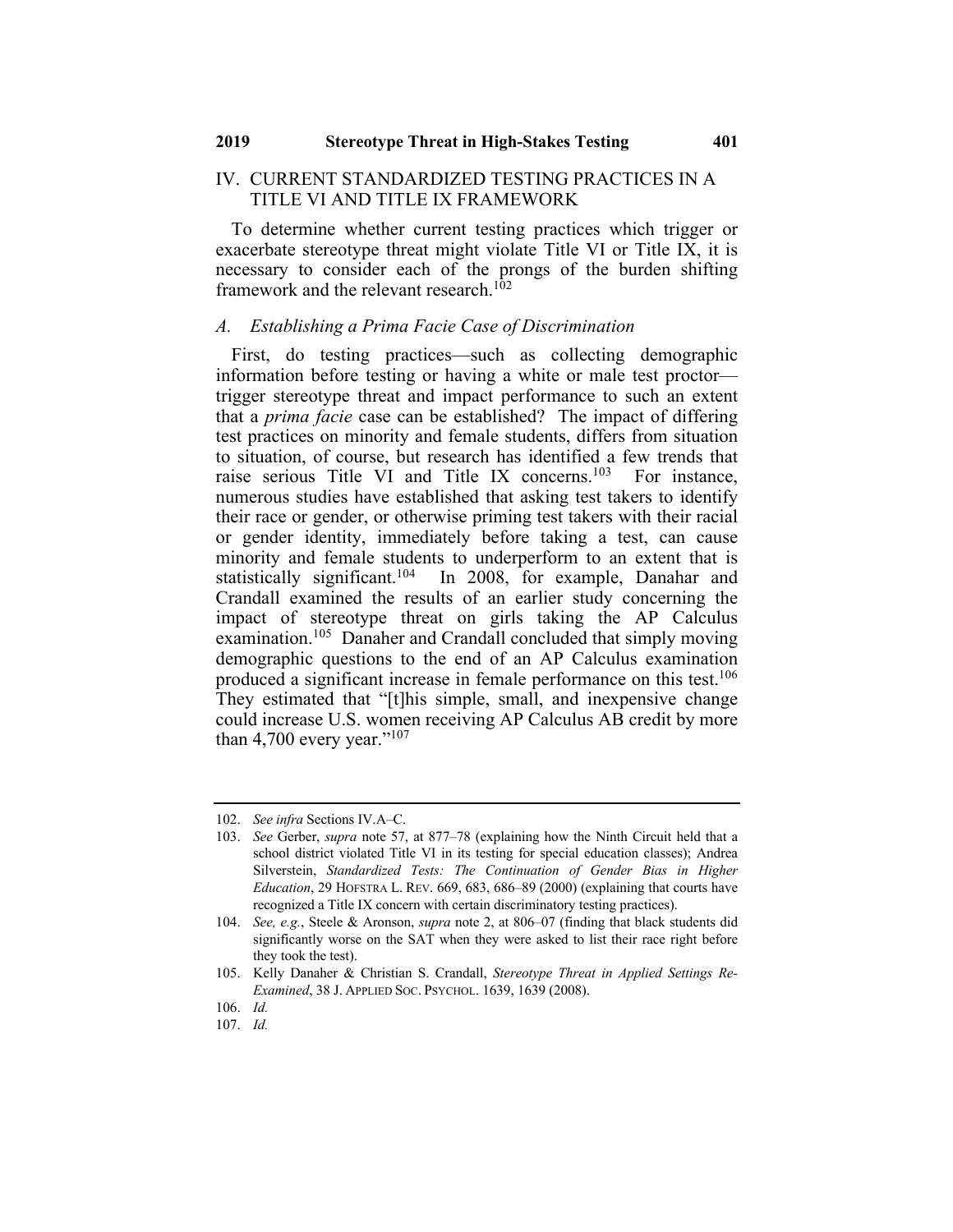## IV. CURRENT STANDARDIZED TESTING PRACTICES IN A TITLE VI AND TITLE IX FRAMEWORK

To determine whether current testing practices which trigger or exacerbate stereotype threat might violate Title VI or Title IX, it is necessary to consider each of the prongs of the burden shifting framework and the relevant research.[102]

### *A. Establishing a Prima Facie Case of Discrimination*

First, do testing practices—such as collecting demographic information before testing or having a white or male test proctor—trigger stereotype threat and impact performance to such an extent that a *prima facie* case can be established? The impact of differing test practices on minority and female students, differs from situation to situation, of course, but research has identified a few trends that raise serious Title VI and Title IX concerns.[103] For instance, numerous studies have established that asking test takers to identify their race or gender, or otherwise priming test takers with their racial or gender identity, immediately before taking a test, can cause minority and female students to underperform to an extent that is statistically significant.[104] In 2008, for example, Danahar and Crandall examined the results of an earlier study concerning the impact of stereotype threat on girls taking the AP Calculus examination.[105] Danaher and Crandall concluded that simply moving demographic questions to the end of an AP Calculus examination produced a significant increase in female performance on this test.[106] They estimated that "[t]his simple, small, and inexpensive change could increase U.S. women receiving AP Calculus AB credit by more than 4,700 every year."[107]

---

102. *See infra* Sections IV.A–C.

103. *See* Gerber, *supra* note 57, at 877–78 (explaining how the Ninth Circuit held that a school district violated Title VI in its testing for special education classes); Andrea Silverstein, *Standardized Tests: The Continuation of Gender Bias in Higher Education*, 29 HOFSTRA L. REV. 669, 683, 686–89 (2000) (explaining that courts have recognized a Title IX concern with certain discriminatory testing practices).

104. *See, e.g.*, Steele & Aronson, *supra* note 2, at 806–07 (finding that black students did significantly worse on the SAT when they were asked to list their race right before they took the test).

105. Kelly Danaher & Christian S. Crandall, *Stereotype Threat in Applied Settings Re-Examined*, 38 J. APPLIED SOC. PSYCHOL. 1639, 1639 (2008).

106. *Id.*

107. *Id.*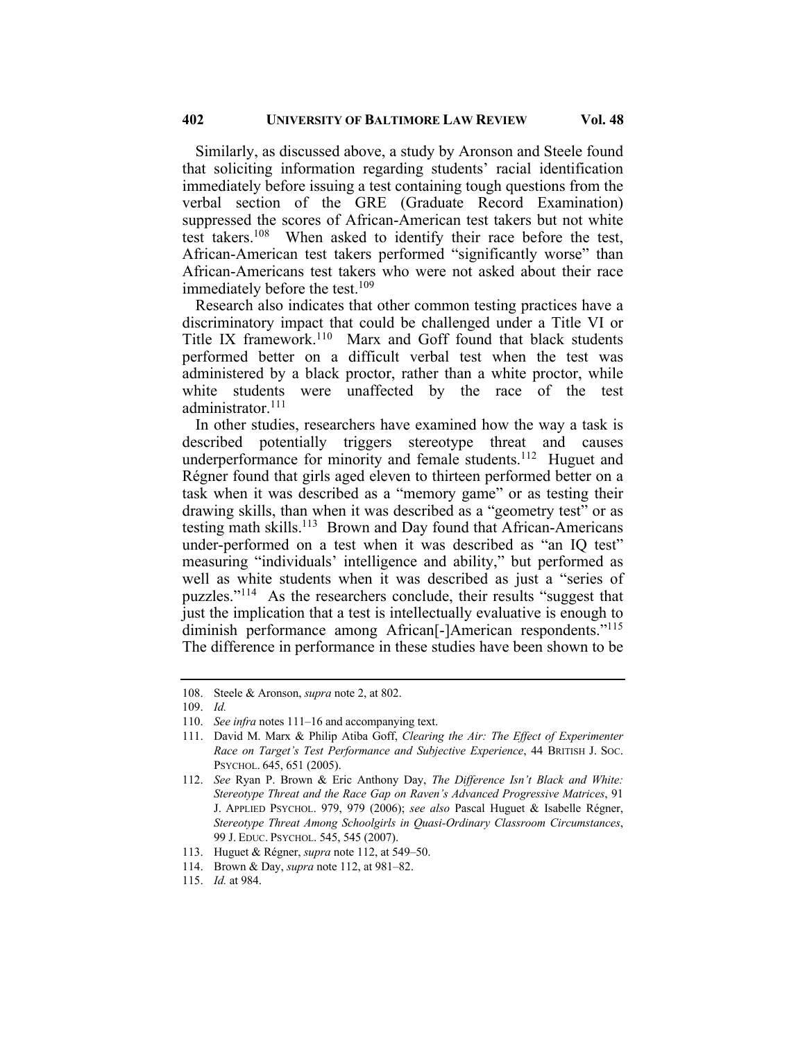Similarly, as discussed above, a study by Aronson and Steele found that soliciting information regarding students' racial identification immediately before issuing a test containing tough questions from the verbal section of the GRE (Graduate Record Examination) suppressed the scores of African-American test takers but not white test takers.[108] When asked to identify their race before the test, African-American test takers performed "significantly worse" than African-Americans test takers who were not asked about their race immediately before the test.[109]

Research also indicates that other common testing practices have a discriminatory impact that could be challenged under a Title VI or Title IX framework.[110] Marx and Goff found that black students performed better on a difficult verbal test when the test was administered by a black proctor, rather than a white proctor, while white students were unaffected by the race of the test administrator.[111]

In other studies, researchers have examined how the way a task is described potentially triggers stereotype threat and causes underperformance for minority and female students.[112] Huguet and Régner found that girls aged eleven to thirteen performed better on a task when it was described as a "memory game" or as testing their drawing skills, than when it was described as a "geometry test" or as testing math skills.[113] Brown and Day found that African-Americans under-performed on a test when it was described as "an IQ test" measuring "individuals' intelligence and ability," but performed as well as white students when it was described as just a "series of puzzles."[114] As the researchers conclude, their results "suggest that just the implication that a test is intellectually evaluative is enough to diminish performance among African[-]American respondents."[115] The difference in performance in these studies have been shown to be

---

108. Steele & Aronson, *supra* note 2, at 802.

109. *Id.*

110. *See infra* notes 111–16 and accompanying text.

111. David M. Marx & Philip Atiba Goff, *Clearing the Air: The Effect of Experimenter Race on Target's Test Performance and Subjective Experience*, 44 BRITISH J. SOC. PSYCHOL. 645, 651 (2005).

112. *See* Ryan P. Brown & Eric Anthony Day, *The Difference Isn't Black and White: Stereotype Threat and the Race Gap on Raven's Advanced Progressive Matrices*, 91 J. APPLIED PSYCHOL. 979, 979 (2006); *see also* Pascal Huguet & Isabelle Régner, *Stereotype Threat Among Schoolgirls in Quasi-Ordinary Classroom Circumstances*, 99 J. EDUC. PSYCHOL. 545, 545 (2007).

113. Huguet & Régner, *supra* note 112, at 549–50.

114. Brown & Day, *supra* note 112, at 981–82.

115. *Id.* at 984.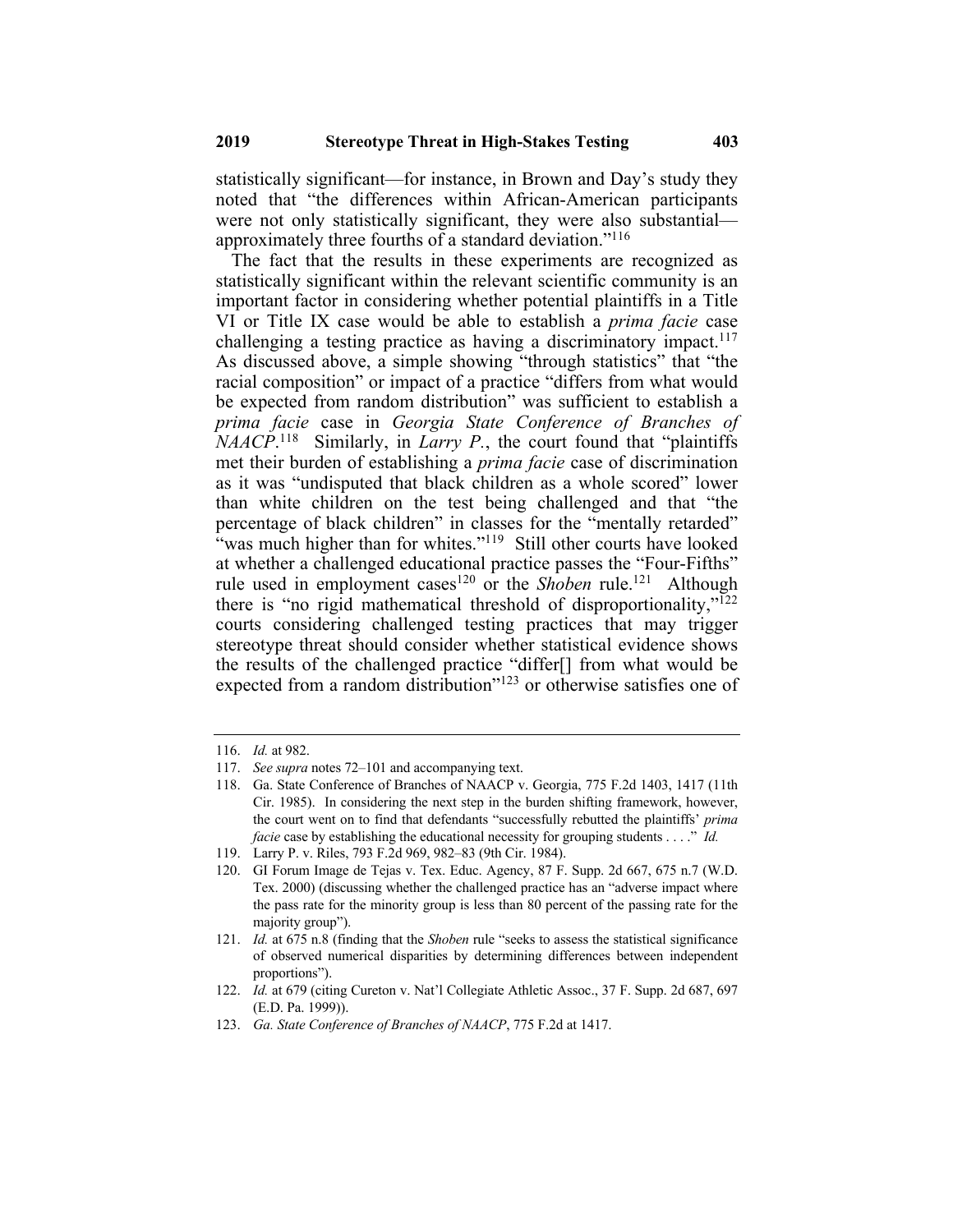statistically significant—for instance, in Brown and Day's study they noted that "the differences within African-American participants were not only statistically significant, they were also substantial—approximately three fourths of a standard deviation."[116]

The fact that the results in these experiments are recognized as statistically significant within the relevant scientific community is an important factor in considering whether potential plaintiffs in a Title VI or Title IX case would be able to establish a *prima facie* case challenging a testing practice as having a discriminatory impact.[117] As discussed above, a simple showing "through statistics" that "the racial composition" or impact of a practice "differs from what would be expected from random distribution" was sufficient to establish a *prima facie* case in *Georgia State Conference of Branches of NAACP*.[118] Similarly, in *Larry P.*, the court found that "plaintiffs met their burden of establishing a *prima facie* case of discrimination as it was "undisputed that black children as a whole scored" lower than white children on the test being challenged and that "the percentage of black children" in classes for the "mentally retarded" "was much higher than for whites."[119] Still other courts have looked at whether a challenged educational practice passes the "Four-Fifths" rule used in employment cases[120] or the *Shoben* rule.[121] Although there is "no rigid mathematical threshold of disproportionality,"[122] courts considering challenged testing practices that may trigger stereotype threat should consider whether statistical evidence shows the results of the challenged practice "differ[] from what would be expected from a random distribution"[123] or otherwise satisfies one of

---

116. *Id.* at 982.

117. *See supra* notes 72–101 and accompanying text.

118. Ga. State Conference of Branches of NAACP v. Georgia, 775 F.2d 1403, 1417 (11th Cir. 1985). In considering the next step in the burden shifting framework, however, the court went on to find that defendants "successfully rebutted the plaintiffs' *prima facie* case by establishing the educational necessity for grouping students . . . ." *Id.*

119. Larry P. v. Riles, 793 F.2d 969, 982–83 (9th Cir. 1984).

120. GI Forum Image de Tejas v. Tex. Educ. Agency, 87 F. Supp. 2d 667, 675 n.7 (W.D. Tex. 2000) (discussing whether the challenged practice has an "adverse impact where the pass rate for the minority group is less than 80 percent of the passing rate for the majority group").

121. *Id.* at 675 n.8 (finding that the *Shoben* rule "seeks to assess the statistical significance of observed numerical disparities by determining differences between independent proportions").

122. *Id.* at 679 (citing Cureton v. Nat'l Collegiate Athletic Assoc., 37 F. Supp. 2d 687, 697 (E.D. Pa. 1999)).

123. *Ga. State Conference of Branches of NAACP*, 775 F.2d at 1417.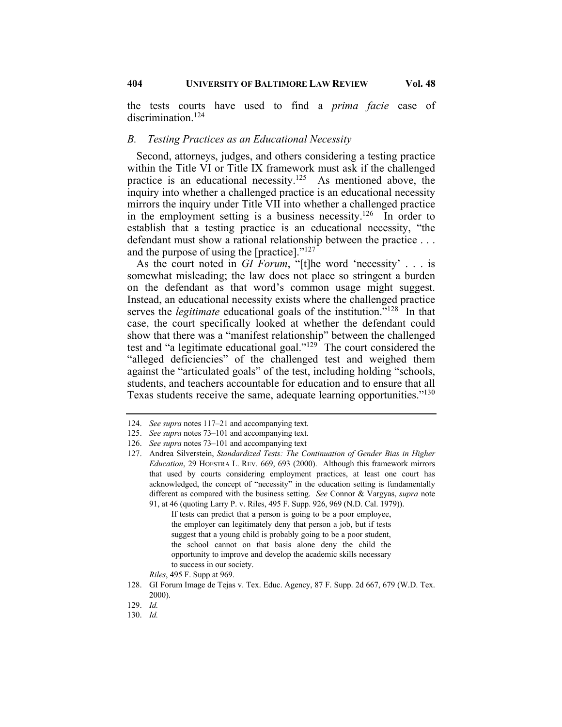the tests courts have used to find a *prima facie* case of discrimination.[124]

### *B. Testing Practices as an Educational Necessity*

Second, attorneys, judges, and others considering a testing practice within the Title VI or Title IX framework must ask if the challenged practice is an educational necessity.[125] As mentioned above, the inquiry into whether a challenged practice is an educational necessity mirrors the inquiry under Title VII into whether a challenged practice in the employment setting is a business necessity.[126] In order to establish that a testing practice is an educational necessity, "the defendant must show a rational relationship between the practice . . . and the purpose of using the [practice]."[127]

As the court noted in *GI Forum*, "[t]he word 'necessity' . . . is somewhat misleading; the law does not place so stringent a burden on the defendant as that word's common usage might suggest. Instead, an educational necessity exists where the challenged practice serves the *legitimate* educational goals of the institution."[128] In that case, the court specifically looked at whether the defendant could show that there was a "manifest relationship" between the challenged test and "a legitimate educational goal."[129] The court considered the "alleged deficiencies" of the challenged test and weighed them against the "articulated goals" of the test, including holding "schools, students, and teachers accountable for education and to ensure that all Texas students receive the same, adequate learning opportunities."[130]

---

124. *See supra* notes 117–21 and accompanying text.
125. *See supra* notes 73–101 and accompanying text.
126. *See supra* notes 73–101 and accompanying text
127. Andrea Silverstein, *Standardized Tests: The Continuation of Gender Bias in Higher Education*, 29 HOFSTRA L. REV. 669, 693 (2000). Although this framework mirrors that used by courts considering employment practices, at least one court has acknowledged, the concept of "necessity" in the education setting is fundamentally different as compared with the business setting. *See* Connor & Vargyas, *supra* note 91, at 46 (quoting Larry P. v. Riles, 495 F. Supp. 926, 969 (N.D. Cal. 1979)).

    > If tests can predict that a person is going to be a poor employee, the employer can legitimately deny that person a job, but if tests suggest that a young child is probably going to be a poor student, the school cannot on that basis alone deny the child the opportunity to improve and develop the academic skills necessary to success in our society.

    *Riles*, 495 F. Supp at 969.
128. GI Forum Image de Tejas v. Tex. Educ. Agency, 87 F. Supp. 2d 667, 679 (W.D. Tex. 2000).
129. *Id.*
130. *Id.*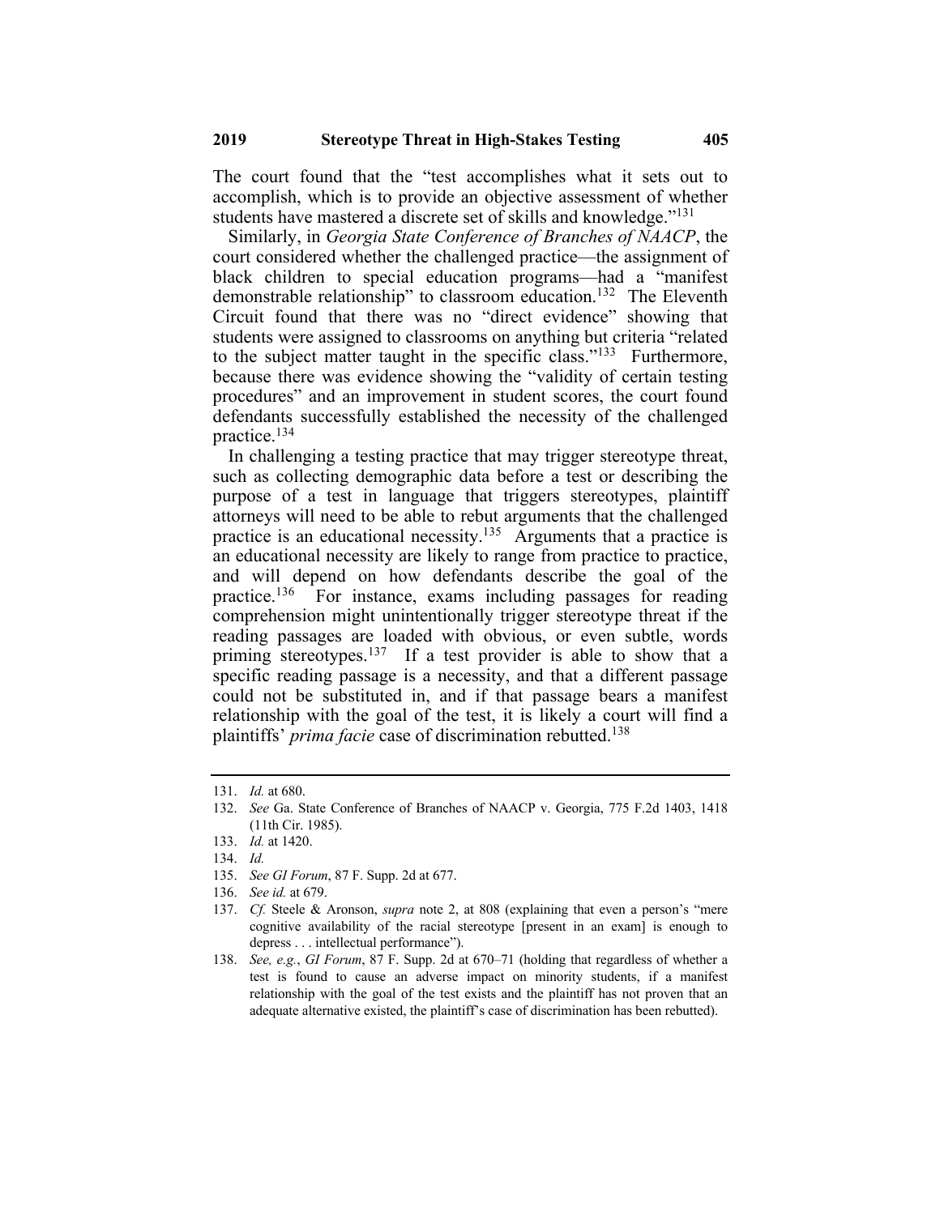The court found that the "test accomplishes what it sets out to accomplish, which is to provide an objective assessment of whether students have mastered a discrete set of skills and knowledge."[131]

Similarly, in *Georgia State Conference of Branches of NAACP*, the court considered whether the challenged practice—the assignment of black children to special education programs—had a "manifest demonstrable relationship" to classroom education.[132] The Eleventh Circuit found that there was no "direct evidence" showing that students were assigned to classrooms on anything but criteria "related to the subject matter taught in the specific class."[133] Furthermore, because there was evidence showing the "validity of certain testing procedures" and an improvement in student scores, the court found defendants successfully established the necessity of the challenged practice.[134]

In challenging a testing practice that may trigger stereotype threat, such as collecting demographic data before a test or describing the purpose of a test in language that triggers stereotypes, plaintiff attorneys will need to be able to rebut arguments that the challenged practice is an educational necessity.[135] Arguments that a practice is an educational necessity are likely to range from practice to practice, and will depend on how defendants describe the goal of the practice.[136] For instance, exams including passages for reading comprehension might unintentionally trigger stereotype threat if the reading passages are loaded with obvious, or even subtle, words priming stereotypes.[137] If a test provider is able to show that a specific reading passage is a necessity, and that a different passage could not be substituted in, and if that passage bears a manifest relationship with the goal of the test, it is likely a court will find a plaintiffs' *prima facie* case of discrimination rebutted.[138]

---

131. *Id.* at 680.
132. *See* Ga. State Conference of Branches of NAACP v. Georgia, 775 F.2d 1403, 1418 (11th Cir. 1985).
133. *Id.* at 1420.
134. *Id.*
135. *See GI Forum*, 87 F. Supp. 2d at 677.
136. *See id.* at 679.
137. *Cf.* Steele & Aronson, *supra* note 2, at 808 (explaining that even a person's "mere cognitive availability of the racial stereotype [present in an exam] is enough to depress . . . intellectual performance").
138. *See, e.g.*, *GI Forum*, 87 F. Supp. 2d at 670–71 (holding that regardless of whether a test is found to cause an adverse impact on minority students, if a manifest relationship with the goal of the test exists and the plaintiff has not proven that an adequate alternative existed, the plaintiff's case of discrimination has been rebutted).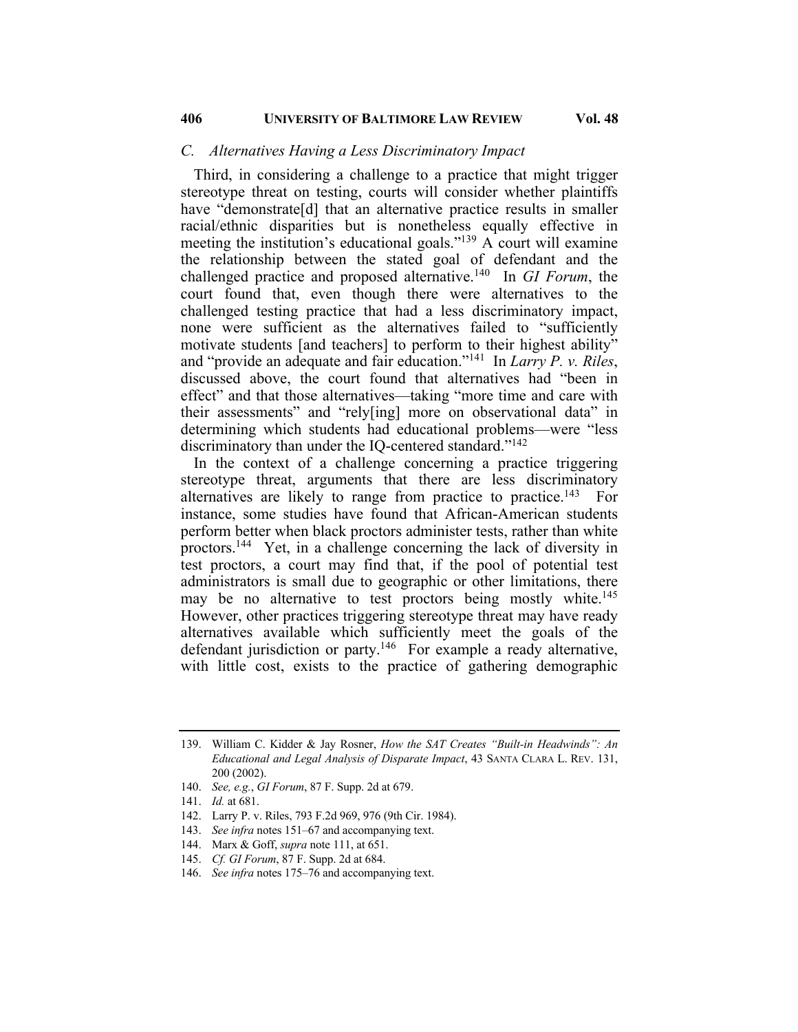### C. Alternatives Having a Less Discriminatory Impact

Third, in considering a challenge to a practice that might trigger stereotype threat on testing, courts will consider whether plaintiffs have "demonstrate[d] that an alternative practice results in smaller racial/ethnic disparities but is nonetheless equally effective in meeting the institution's educational goals."[139] A court will examine the relationship between the stated goal of defendant and the challenged practice and proposed alternative.[140] In *GI Forum*, the court found that, even though there were alternatives to the challenged testing practice that had a less discriminatory impact, none were sufficient as the alternatives failed to "sufficiently motivate students [and teachers] to perform to their highest ability" and "provide an adequate and fair education."[141] In *Larry P. v. Riles*, discussed above, the court found that alternatives had "been in effect" and that those alternatives—taking "more time and care with their assessments" and "rely[ing] more on observational data" in determining which students had educational problems—were "less discriminatory than under the IQ-centered standard."[142]

In the context of a challenge concerning a practice triggering stereotype threat, arguments that there are less discriminatory alternatives are likely to range from practice to practice.[143] For instance, some studies have found that African-American students perform better when black proctors administer tests, rather than white proctors.[144] Yet, in a challenge concerning the lack of diversity in test proctors, a court may find that, if the pool of potential test administrators is small due to geographic or other limitations, there may be no alternative to test proctors being mostly white.[145] However, other practices triggering stereotype threat may have ready alternatives available which sufficiently meet the goals of the defendant jurisdiction or party.[146] For example a ready alternative, with little cost, exists to the practice of gathering demographic

---

139. William C. Kidder & Jay Rosner, *How the SAT Creates "Built-in Headwinds": An Educational and Legal Analysis of Disparate Impact*, 43 SANTA CLARA L. REV. 131, 200 (2002).
140. *See, e.g.*, *GI Forum*, 87 F. Supp. 2d at 679.
141. *Id.* at 681.
142. Larry P. v. Riles, 793 F.2d 969, 976 (9th Cir. 1984).
143. *See infra* notes 151–67 and accompanying text.
144. Marx & Goff, *supra* note 111, at 651.
145. *Cf. GI Forum*, 87 F. Supp. 2d at 684.
146. *See infra* notes 175–76 and accompanying text.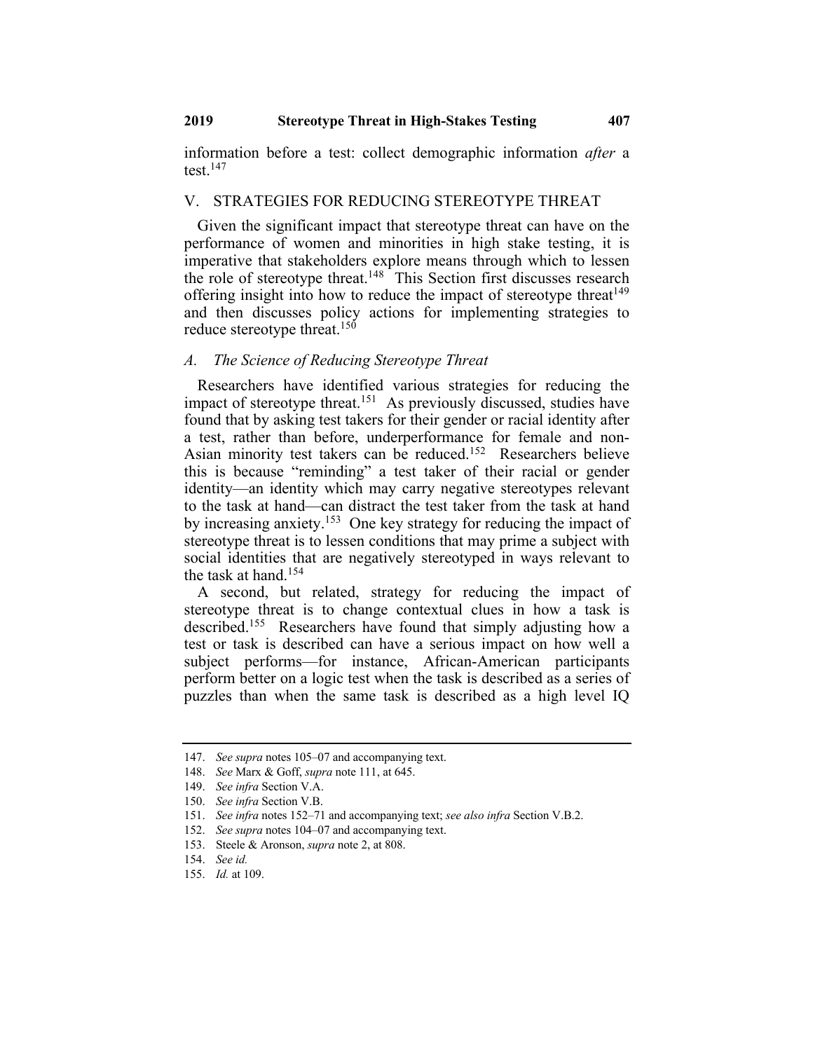information before a test: collect demographic information *after* a test.[147]

## V. STRATEGIES FOR REDUCING STEREOTYPE THREAT

Given the significant impact that stereotype threat can have on the performance of women and minorities in high stake testing, it is imperative that stakeholders explore means through which to lessen the role of stereotype threat.[148] This Section first discusses research offering insight into how to reduce the impact of stereotype threat[149] and then discusses policy actions for implementing strategies to reduce stereotype threat.[150]

### *A. The Science of Reducing Stereotype Threat*

Researchers have identified various strategies for reducing the impact of stereotype threat.[151] As previously discussed, studies have found that by asking test takers for their gender or racial identity after a test, rather than before, underperformance for female and non-Asian minority test takers can be reduced.[152] Researchers believe this is because "reminding" a test taker of their racial or gender identity—an identity which may carry negative stereotypes relevant to the task at hand—can distract the test taker from the task at hand by increasing anxiety.[153] One key strategy for reducing the impact of stereotype threat is to lessen conditions that may prime a subject with social identities that are negatively stereotyped in ways relevant to the task at hand.[154]

A second, but related, strategy for reducing the impact of stereotype threat is to change contextual clues in how a task is described.[155] Researchers have found that simply adjusting how a test or task is described can have a serious impact on how well a subject performs—for instance, African-American participants perform better on a logic test when the task is described as a series of puzzles than when the same task is described as a high level IQ

---

147. *See supra* notes 105–07 and accompanying text.

148. *See* Marx & Goff, *supra* note 111, at 645.

149. *See infra* Section V.A.

150. *See infra* Section V.B.

151. *See infra* notes 152–71 and accompanying text; *see also infra* Section V.B.2.

152. *See supra* notes 104–07 and accompanying text.

153. Steele & Aronson, *supra* note 2, at 808.

154. *See id.*

155. *Id.* at 109.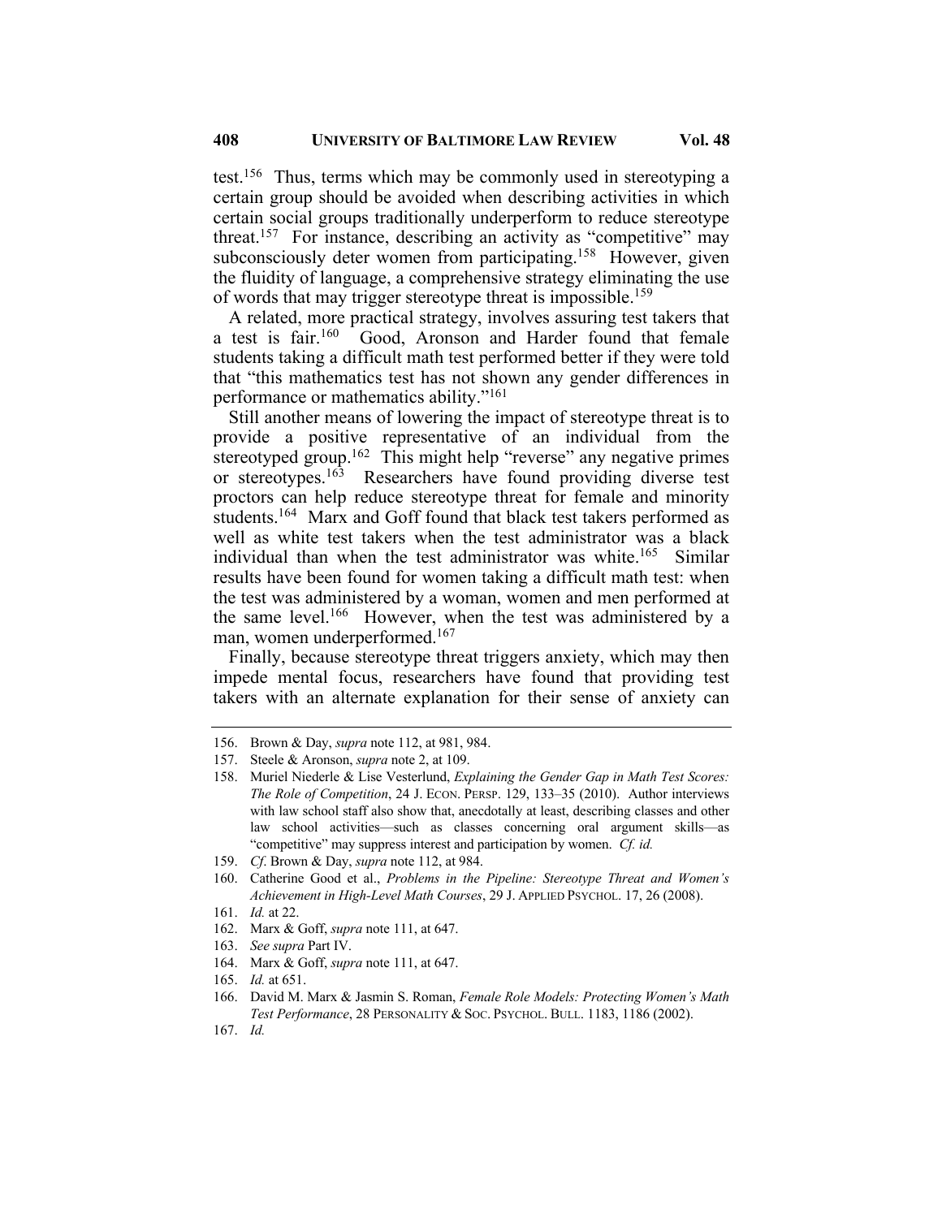test.[156] Thus, terms which may be commonly used in stereotyping a certain group should be avoided when describing activities in which certain social groups traditionally underperform to reduce stereotype threat.[157] For instance, describing an activity as "competitive" may subconsciously deter women from participating.[158] However, given the fluidity of language, a comprehensive strategy eliminating the use of words that may trigger stereotype threat is impossible.[159]

A related, more practical strategy, involves assuring test takers that a test is fair.[160] Good, Aronson and Harder found that female students taking a difficult math test performed better if they were told that "this mathematics test has not shown any gender differences in performance or mathematics ability."[161]

Still another means of lowering the impact of stereotype threat is to provide a positive representative of an individual from the stereotyped group.[162] This might help "reverse" any negative primes or stereotypes.[163] Researchers have found providing diverse test proctors can help reduce stereotype threat for female and minority students.[164] Marx and Goff found that black test takers performed as well as white test takers when the test administrator was a black individual than when the test administrator was white.[165] Similar results have been found for women taking a difficult math test: when the test was administered by a woman, women and men performed at the same level.[166] However, when the test was administered by a man, women underperformed.[167]

Finally, because stereotype threat triggers anxiety, which may then impede mental focus, researchers have found that providing test takers with an alternate explanation for their sense of anxiety can

---

156. Brown & Day, *supra* note 112, at 981, 984.

157. Steele & Aronson, *supra* note 2, at 109.

158. Muriel Niederle & Lise Vesterlund, *Explaining the Gender Gap in Math Test Scores: The Role of Competition*, 24 J. ECON. PERSP. 129, 133–35 (2010). Author interviews with law school staff also show that, anecdotally at least, describing classes and other law school activities—such as classes concerning oral argument skills—as "competitive" may suppress interest and participation by women. *Cf. id.*

159. *Cf.* Brown & Day, *supra* note 112, at 984.

160. Catherine Good et al., *Problems in the Pipeline: Stereotype Threat and Women's Achievement in High-Level Math Courses*, 29 J. APPLIED PSYCHOL. 17, 26 (2008).

161. *Id.* at 22.

162. Marx & Goff, *supra* note 111, at 647.

163. *See supra* Part IV.

164. Marx & Goff, *supra* note 111, at 647.

165. *Id.* at 651.

166. David M. Marx & Jasmin S. Roman, *Female Role Models: Protecting Women's Math Test Performance*, 28 PERSONALITY & SOC. PSYCHOL. BULL. 1183, 1186 (2002).

167. *Id.*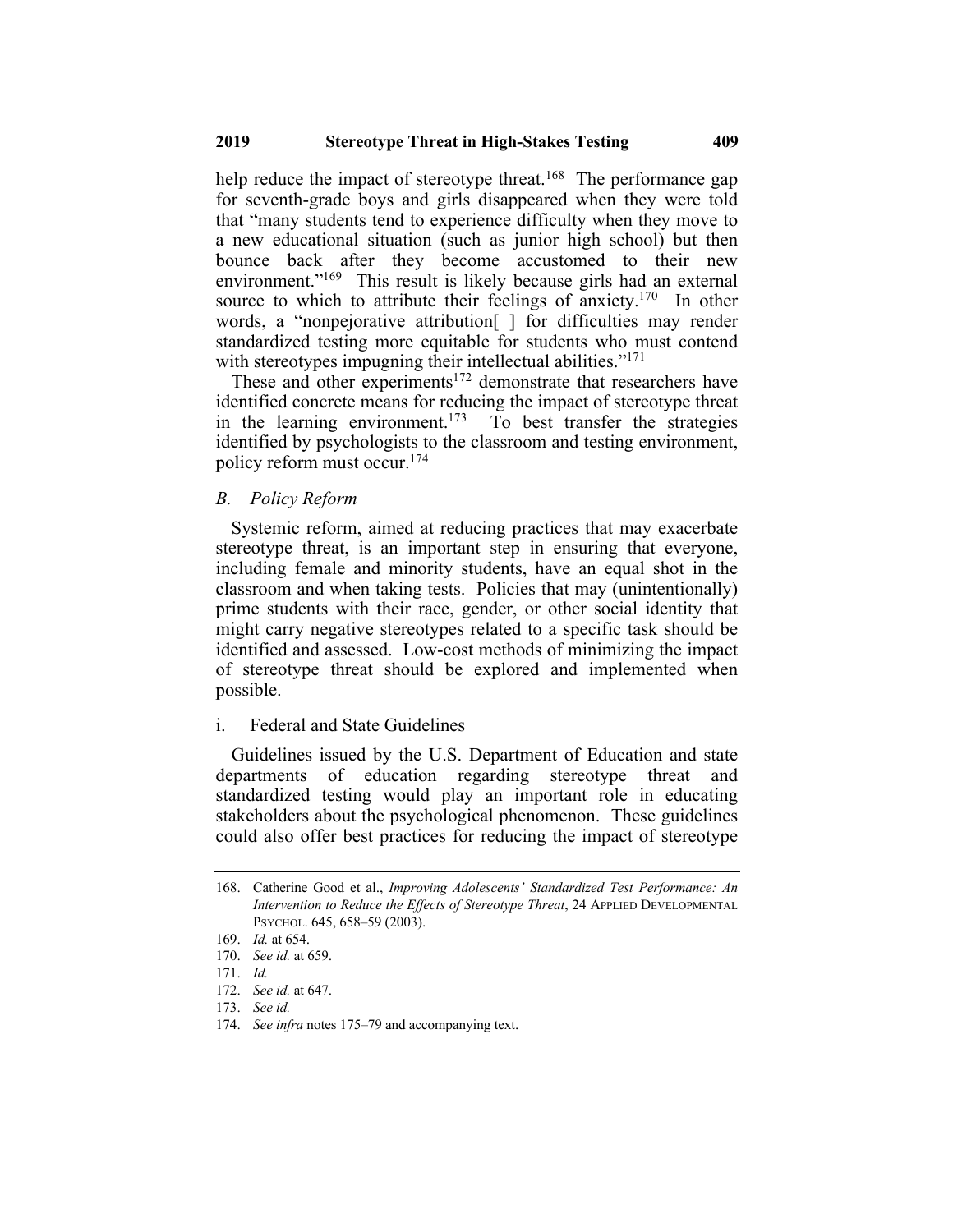help reduce the impact of stereotype threat.[168] The performance gap for seventh-grade boys and girls disappeared when they were told that "many students tend to experience difficulty when they move to a new educational situation (such as junior high school) but then bounce back after they become accustomed to their new environment."[169] This result is likely because girls had an external source to which to attribute their feelings of anxiety.[170] In other words, a "nonpejorative attribution[ ] for difficulties may render standardized testing more equitable for students who must contend with stereotypes impugning their intellectual abilities."[171]

These and other experiments[172] demonstrate that researchers have identified concrete means for reducing the impact of stereotype threat in the learning environment.[173] To best transfer the strategies identified by psychologists to the classroom and testing environment, policy reform must occur.[174]

### *B. Policy Reform*

Systemic reform, aimed at reducing practices that may exacerbate stereotype threat, is an important step in ensuring that everyone, including female and minority students, have an equal shot in the classroom and when taking tests. Policies that may (unintentionally) prime students with their race, gender, or other social identity that might carry negative stereotypes related to a specific task should be identified and assessed. Low-cost methods of minimizing the impact of stereotype threat should be explored and implemented when possible.

#### i. Federal and State Guidelines

Guidelines issued by the U.S. Department of Education and state departments of education regarding stereotype threat and standardized testing would play an important role in educating stakeholders about the psychological phenomenon. These guidelines could also offer best practices for reducing the impact of stereotype

---

168. Catherine Good et al., *Improving Adolescents' Standardized Test Performance: An Intervention to Reduce the Effects of Stereotype Threat*, 24 APPLIED DEVELOPMENTAL PSYCHOL. 645, 658–59 (2003).

169. *Id.* at 654.

170. *See id.* at 659.

171. *Id.*

172. *See id.* at 647.

173. *See id.*

174. *See infra* notes 175–79 and accompanying text.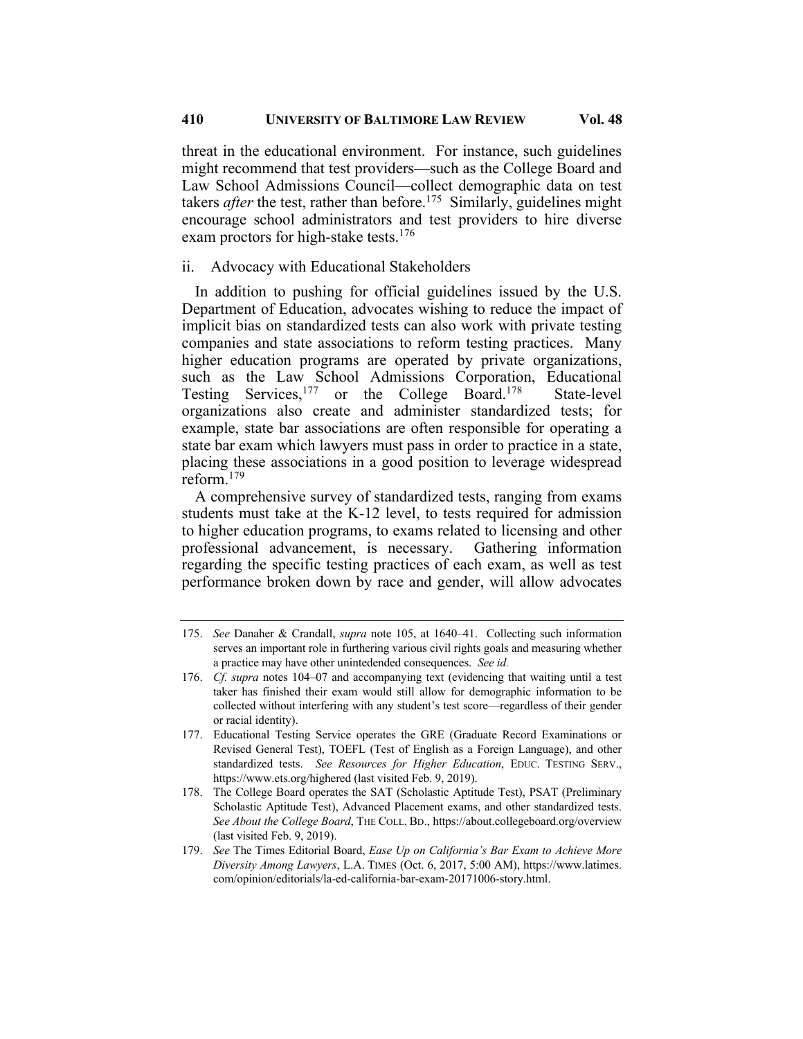threat in the educational environment. For instance, such guidelines might recommend that test providers—such as the College Board and Law School Admissions Council—collect demographic data on test takers *after* the test, rather than before.[175] Similarly, guidelines might encourage school administrators and test providers to hire diverse exam proctors for high-stake tests.[176]

### ii. Advocacy with Educational Stakeholders

In addition to pushing for official guidelines issued by the U.S. Department of Education, advocates wishing to reduce the impact of implicit bias on standardized tests can also work with private testing companies and state associations to reform testing practices. Many higher education programs are operated by private organizations, such as the Law School Admissions Corporation, Educational Testing Services,[177] or the College Board.[178] State-level organizations also create and administer standardized tests; for example, state bar associations are often responsible for operating a state bar exam which lawyers must pass in order to practice in a state, placing these associations in a good position to leverage widespread reform.[179]

A comprehensive survey of standardized tests, ranging from exams students must take at the K-12 level, to tests required for admission to higher education programs, to exams related to licensing and other professional advancement, is necessary. Gathering information regarding the specific testing practices of each exam, as well as test performance broken down by race and gender, will allow advocates

---

175. *See* Danaher & Crandall, *supra* note 105, at 1640–41. Collecting such information serves an important role in furthering various civil rights goals and measuring whether a practice may have other unintedended consequences. *See id.*

176. *Cf. supra* notes 104–07 and accompanying text (evidencing that waiting until a test taker has finished their exam would still allow for demographic information to be collected without interfering with any student's test score—regardless of their gender or racial identity).

177. Educational Testing Service operates the GRE (Graduate Record Examinations or Revised General Test), TOEFL (Test of English as a Foreign Language), and other standardized tests. *See Resources for Higher Education*, EDUC. TESTING SERV., https://www.ets.org/highered (last visited Feb. 9, 2019).

178. The College Board operates the SAT (Scholastic Aptitude Test), PSAT (Preliminary Scholastic Aptitude Test), Advanced Placement exams, and other standardized tests. *See About the College Board*, THE COLL. BD., https://about.collegeboard.org/overview (last visited Feb. 9, 2019).

179. *See* The Times Editorial Board, *Ease Up on California's Bar Exam to Achieve More Diversity Among Lawyers*, L.A. TIMES (Oct. 6, 2017, 5:00 AM), https://www.latimes.com/opinion/editorials/la-ed-california-bar-exam-20171006-story.html.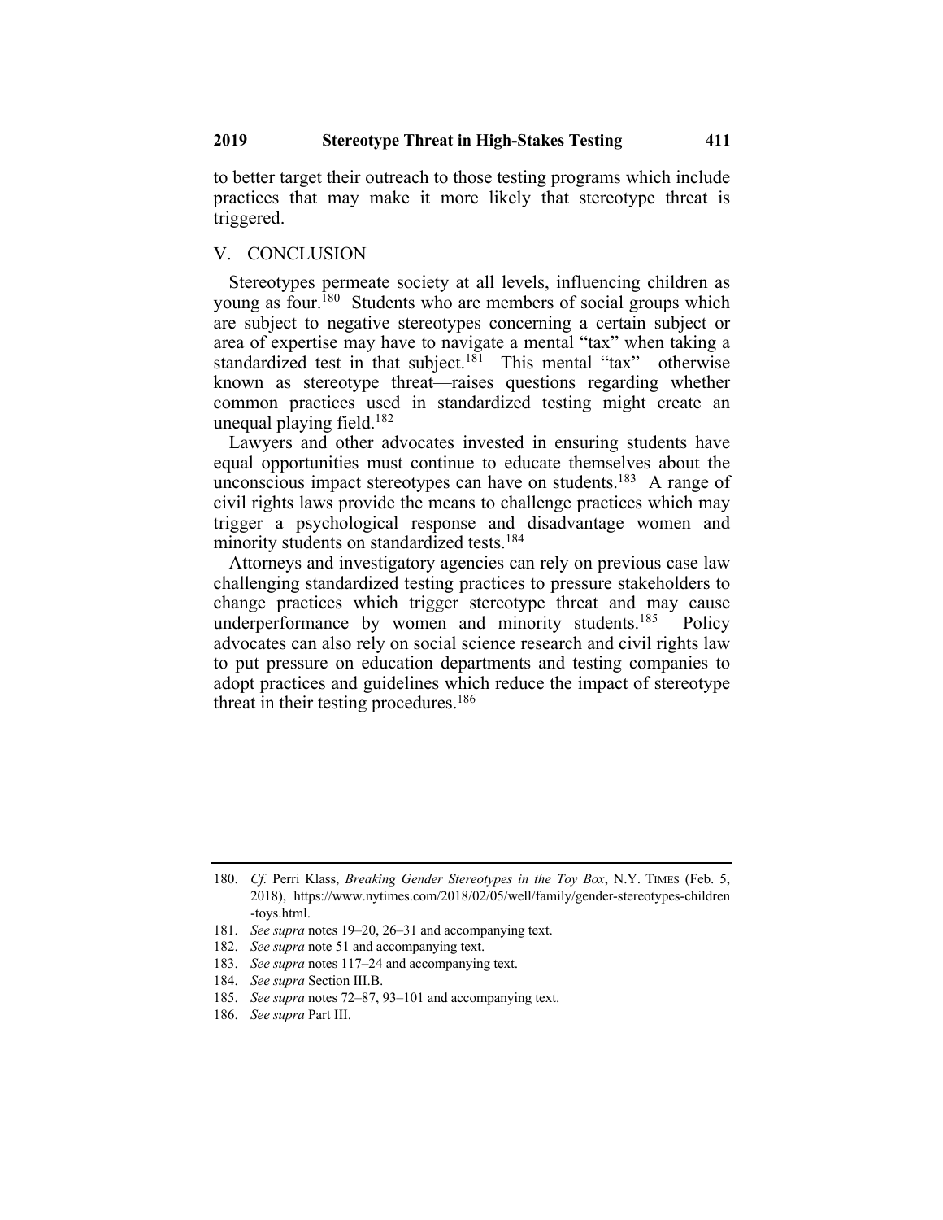to better target their outreach to those testing programs which include practices that may make it more likely that stereotype threat is triggered.

## V. CONCLUSION

Stereotypes permeate society at all levels, influencing children as young as four.[180] Students who are members of social groups which are subject to negative stereotypes concerning a certain subject or area of expertise may have to navigate a mental "tax" when taking a standardized test in that subject.[181] This mental "tax"—otherwise known as stereotype threat—raises questions regarding whether common practices used in standardized testing might create an unequal playing field.[182]

Lawyers and other advocates invested in ensuring students have equal opportunities must continue to educate themselves about the unconscious impact stereotypes can have on students.[183] A range of civil rights laws provide the means to challenge practices which may trigger a psychological response and disadvantage women and minority students on standardized tests.[184]

Attorneys and investigatory agencies can rely on previous case law challenging standardized testing practices to pressure stakeholders to change practices which trigger stereotype threat and may cause underperformance by women and minority students.[185] Policy advocates can also rely on social science research and civil rights law to put pressure on education departments and testing companies to adopt practices and guidelines which reduce the impact of stereotype threat in their testing procedures.[186]

---

180. *Cf.* Perri Klass, *Breaking Gender Stereotypes in the Toy Box*, N.Y. TIMES (Feb. 5, 2018), https://www.nytimes.com/2018/02/05/well/family/gender-stereotypes-children-toys.html.
181. *See supra* notes 19–20, 26–31 and accompanying text.
182. *See supra* note 51 and accompanying text.
183. *See supra* notes 117–24 and accompanying text.
184. *See supra* Section III.B.
185. *See supra* notes 72–87, 93–101 and accompanying text.
186. *See supra* Part III.